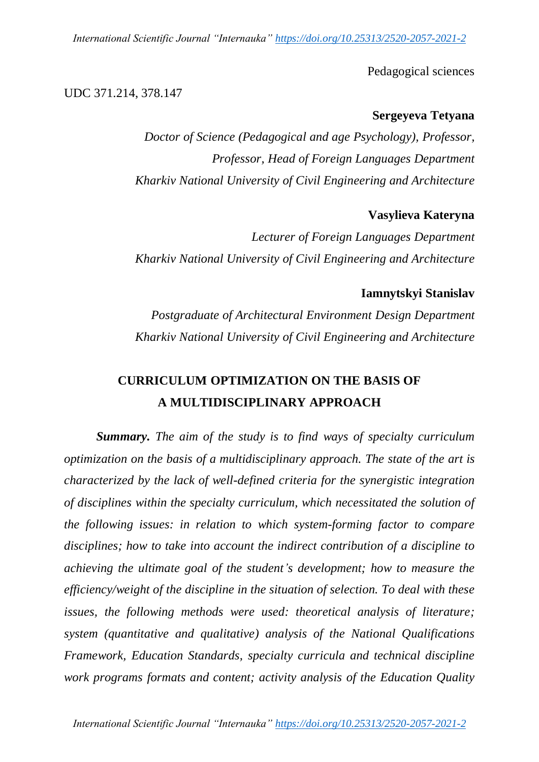Pedagogical sciences

UDC 371.214, 378.147

**Sergeyeva Tetyana**

*Doctor of Science (Pedagogical and age Psychology), Professor, Professor, Head of Foreign Languages Department*
*Kharkiv National University of Civil Engineering and Architecture*

**Vasylieva Kateryna**

*Lecturer of Foreign Languages Department*
*Kharkiv National University of Civil Engineering and Architecture*

**Iamnytskyi Stanislav**

*Postgraduate of Architectural Environment Design Department*
*Kharkiv National University of Civil Engineering and Architecture*

# CURRICULUM OPTIMIZATION ON THE BASIS OF A MULTIDISCIPLINARY APPROACH

***Summary.*** *The aim of the study is to find ways of specialty curriculum optimization on the basis of a multidisciplinary approach. The state of the art is characterized by the lack of well-defined criteria for the synergistic integration of disciplines within the specialty curriculum, which necessitated the solution of the following issues: in relation to which system-forming factor to compare disciplines; how to take into account the indirect contribution of a discipline to achieving the ultimate goal of the student's development; how to measure the efficiency/weight of the discipline in the situation of selection. To deal with these issues, the following methods were used: theoretical analysis of literature; system (quantitative and qualitative) analysis of the National Qualifications Framework, Education Standards, specialty curricula and technical discipline work programs formats and content; activity analysis of the Education Quality*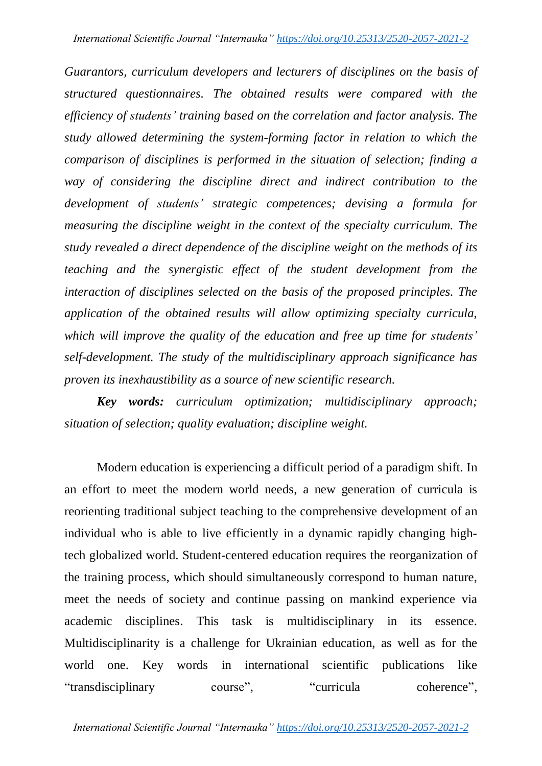*Guarantors, curriculum developers and lecturers of disciplines on the basis of structured questionnaires. The obtained results were compared with the efficiency of students' training based on the correlation and factor analysis. The study allowed determining the system-forming factor in relation to which the comparison of disciplines is performed in the situation of selection; finding a way of considering the discipline direct and indirect contribution to the development of students' strategic competences; devising a formula for measuring the discipline weight in the context of the specialty curriculum. The study revealed a direct dependence of the discipline weight on the methods of its teaching and the synergistic effect of the student development from the interaction of disciplines selected on the basis of the proposed principles. The application of the obtained results will allow optimizing specialty curricula, which will improve the quality of the education and free up time for students' self-development. The study of the multidisciplinary approach significance has proven its inexhaustibility as a source of new scientific research.*

***Key words:*** *curriculum optimization; multidisciplinary approach; situation of selection; quality evaluation; discipline weight.*

Modern education is experiencing a difficult period of a paradigm shift. In an effort to meet the modern world needs, a new generation of curricula is reorienting traditional subject teaching to the comprehensive development of an individual who is able to live efficiently in a dynamic rapidly changing high-tech globalized world. Student-centered education requires the reorganization of the training process, which should simultaneously correspond to human nature, meet the needs of society and continue passing on mankind experience via academic disciplines. This task is multidisciplinary in its essence. Multidisciplinarity is a challenge for Ukrainian education, as well as for the world one. Key words in international scientific publications like "transdisciplinary course", "curricula coherence",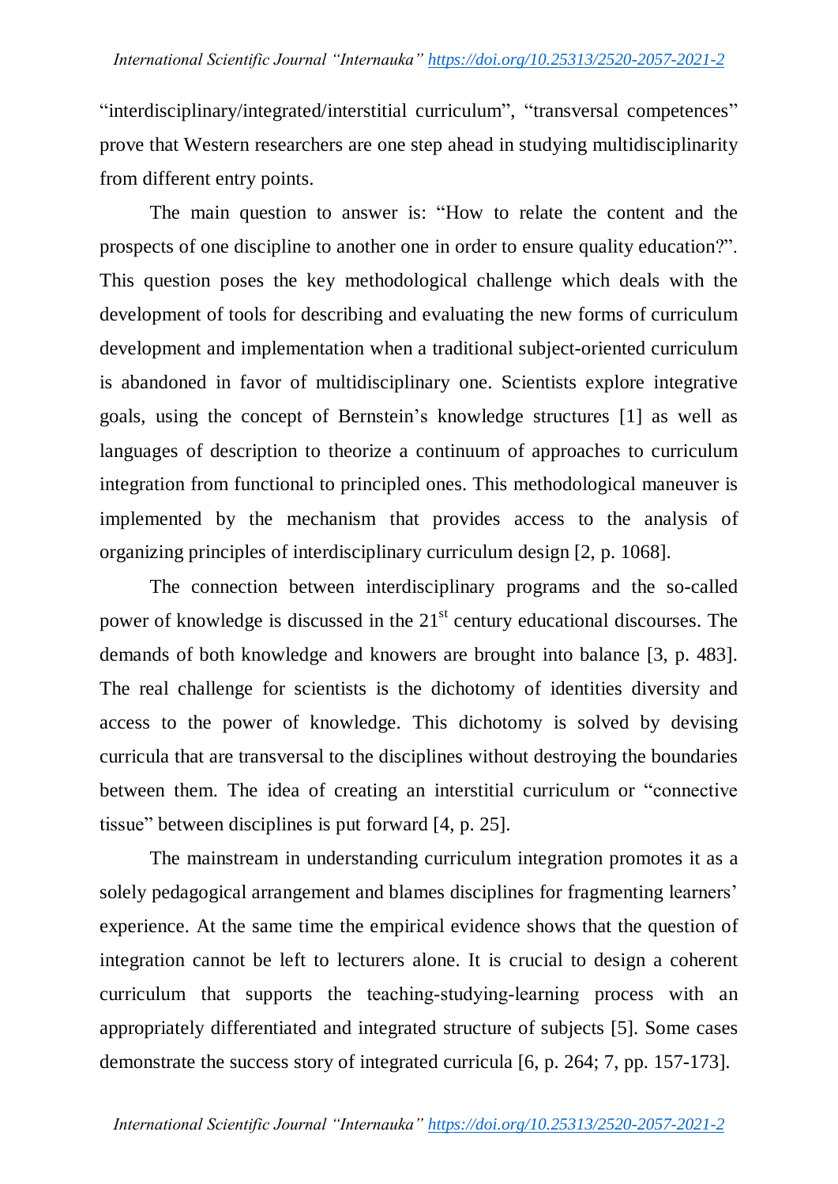"interdisciplinary/integrated/interstitial curriculum", "transversal competences" prove that Western researchers are one step ahead in studying multidisciplinarity from different entry points.

The main question to answer is: "How to relate the content and the prospects of one discipline to another one in order to ensure quality education?". This question poses the key methodological challenge which deals with the development of tools for describing and evaluating the new forms of curriculum development and implementation when a traditional subject-oriented curriculum is abandoned in favor of multidisciplinary one. Scientists explore integrative goals, using the concept of Bernstein's knowledge structures [1] as well as languages of description to theorize a continuum of approaches to curriculum integration from functional to principled ones. This methodological maneuver is implemented by the mechanism that provides access to the analysis of organizing principles of interdisciplinary curriculum design [2, p. 1068].

The connection between interdisciplinary programs and the so-called power of knowledge is discussed in the 21st century educational discourses. The demands of both knowledge and knowers are brought into balance [3, p. 483]. The real challenge for scientists is the dichotomy of identities diversity and access to the power of knowledge. This dichotomy is solved by devising curricula that are transversal to the disciplines without destroying the boundaries between them. The idea of creating an interstitial curriculum or "connective tissue" between disciplines is put forward [4, p. 25].

The mainstream in understanding curriculum integration promotes it as a solely pedagogical arrangement and blames disciplines for fragmenting learners' experience. At the same time the empirical evidence shows that the question of integration cannot be left to lecturers alone. It is crucial to design a coherent curriculum that supports the teaching-studying-learning process with an appropriately differentiated and integrated structure of subjects [5]. Some cases demonstrate the success story of integrated curricula [6, p. 264; 7, pp. 157-173].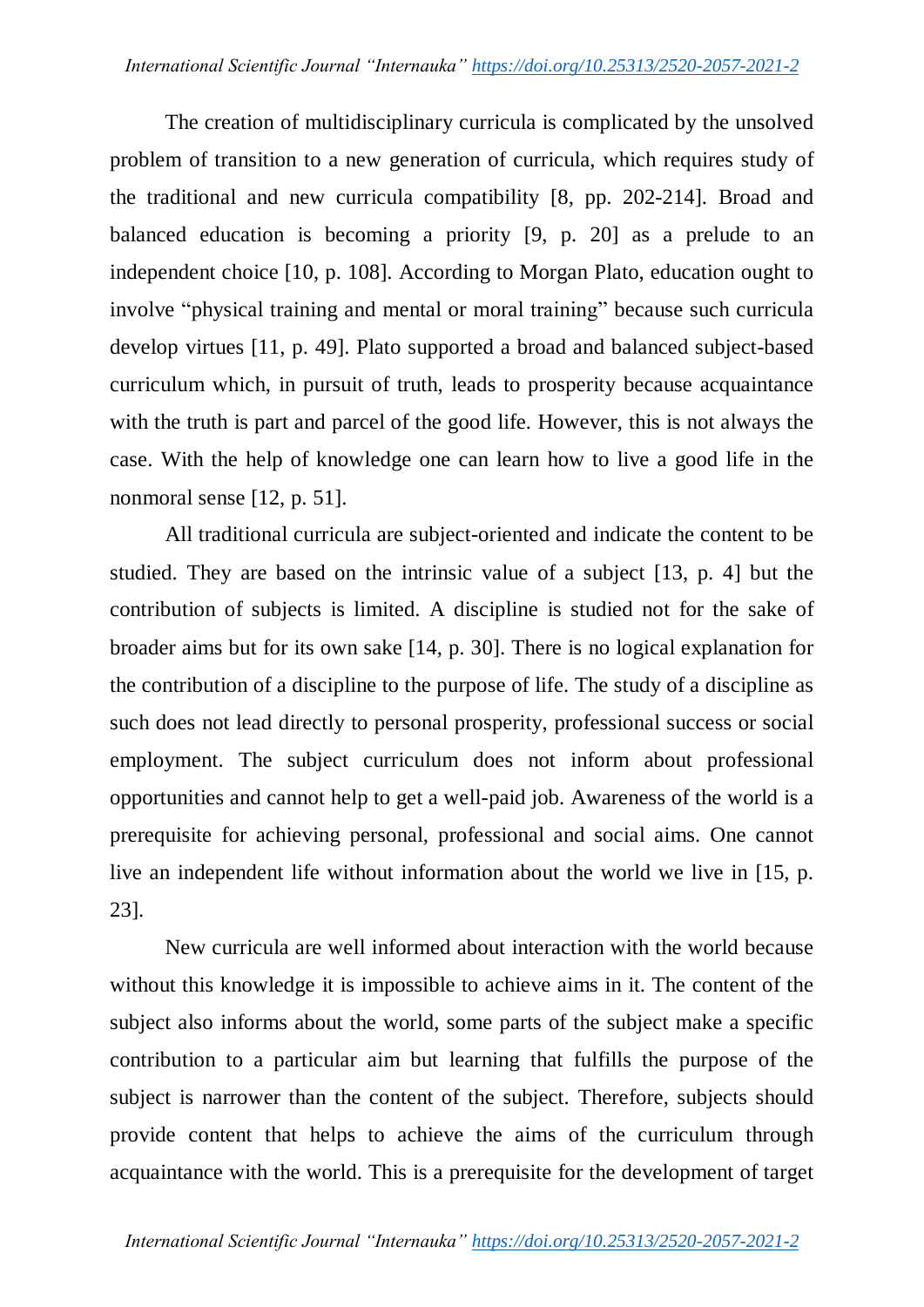The creation of multidisciplinary curricula is complicated by the unsolved problem of transition to a new generation of curricula, which requires study of the traditional and new curricula compatibility [8, pp. 202-214]. Broad and balanced education is becoming a priority [9, p. 20] as a prelude to an independent choice [10, p. 108]. According to Morgan Plato, education ought to involve "physical training and mental or moral training" because such curricula develop virtues [11, p. 49]. Plato supported a broad and balanced subject-based curriculum which, in pursuit of truth, leads to prosperity because acquaintance with the truth is part and parcel of the good life. However, this is not always the case. With the help of knowledge one can learn how to live a good life in the nonmoral sense [12, p. 51].

All traditional curricula are subject-oriented and indicate the content to be studied. They are based on the intrinsic value of a subject [13, p. 4] but the contribution of subjects is limited. A discipline is studied not for the sake of broader aims but for its own sake [14, p. 30]. There is no logical explanation for the contribution of a discipline to the purpose of life. The study of a discipline as such does not lead directly to personal prosperity, professional success or social employment. The subject curriculum does not inform about professional opportunities and cannot help to get a well-paid job. Awareness of the world is a prerequisite for achieving personal, professional and social aims. One cannot live an independent life without information about the world we live in [15, p. 23].

New curricula are well informed about interaction with the world because without this knowledge it is impossible to achieve aims in it. The content of the subject also informs about the world, some parts of the subject make a specific contribution to a particular aim but learning that fulfills the purpose of the subject is narrower than the content of the subject. Therefore, subjects should provide content that helps to achieve the aims of the curriculum through acquaintance with the world. This is a prerequisite for the development of target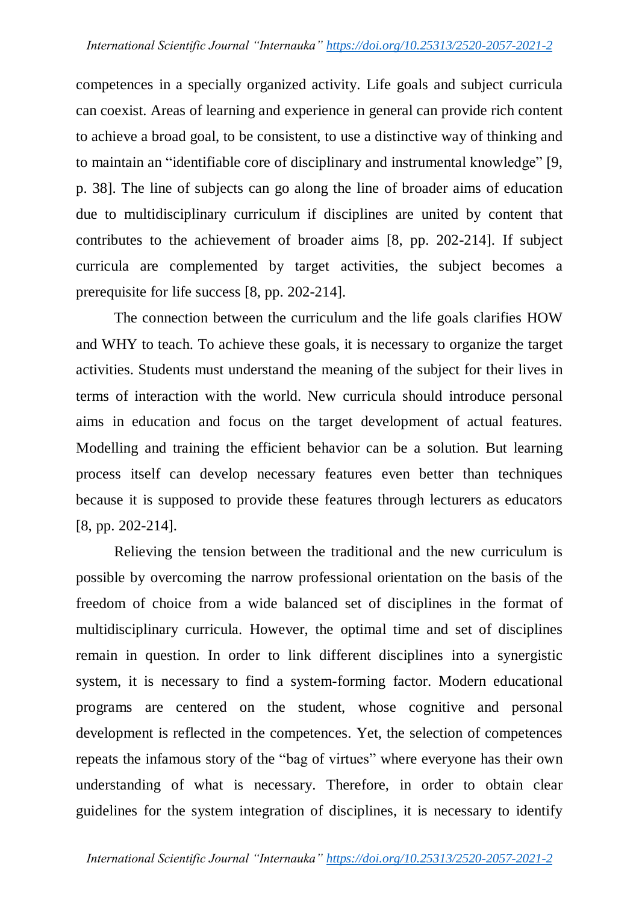competences in a specially organized activity. Life goals and subject curricula can coexist. Areas of learning and experience in general can provide rich content to achieve a broad goal, to be consistent, to use a distinctive way of thinking and to maintain an "identifiable core of disciplinary and instrumental knowledge" [9, p. 38]. The line of subjects can go along the line of broader aims of education due to multidisciplinary curriculum if disciplines are united by content that contributes to the achievement of broader aims [8, pp. 202-214]. If subject curricula are complemented by target activities, the subject becomes a prerequisite for life success [8, pp. 202-214].

The connection between the curriculum and the life goals clarifies HOW and WHY to teach. To achieve these goals, it is necessary to organize the target activities. Students must understand the meaning of the subject for their lives in terms of interaction with the world. New curricula should introduce personal aims in education and focus on the target development of actual features. Modelling and training the efficient behavior can be a solution. But learning process itself can develop necessary features even better than techniques because it is supposed to provide these features through lecturers as educators [8, pp. 202-214].

Relieving the tension between the traditional and the new curriculum is possible by overcoming the narrow professional orientation on the basis of the freedom of choice from a wide balanced set of disciplines in the format of multidisciplinary curricula. However, the optimal time and set of disciplines remain in question. In order to link different disciplines into a synergistic system, it is necessary to find a system-forming factor. Modern educational programs are centered on the student, whose cognitive and personal development is reflected in the competences. Yet, the selection of competences repeats the infamous story of the "bag of virtues" where everyone has their own understanding of what is necessary. Therefore, in order to obtain clear guidelines for the system integration of disciplines, it is necessary to identify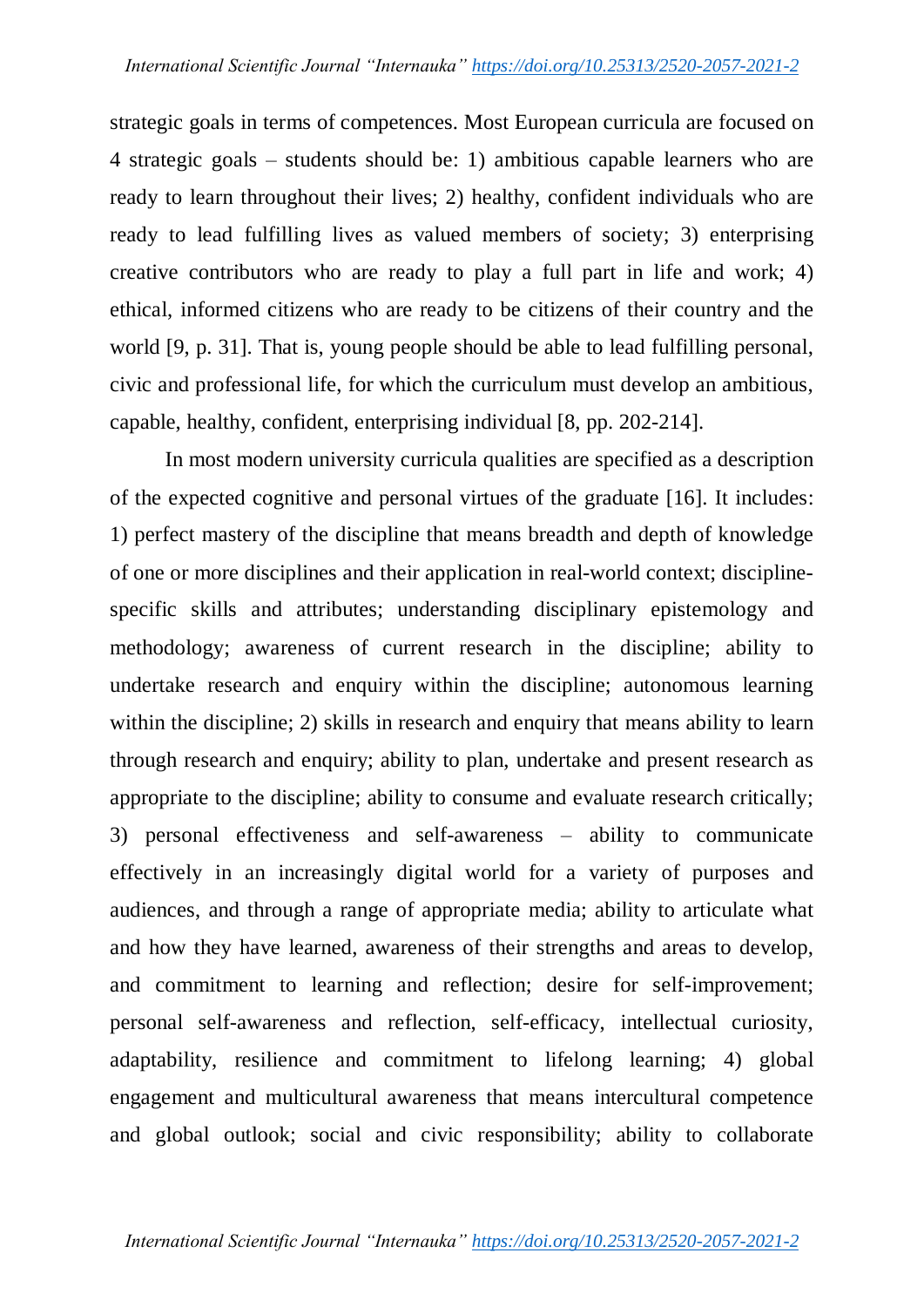strategic goals in terms of competences. Most European curricula are focused on 4 strategic goals – students should be: 1) ambitious capable learners who are ready to learn throughout their lives; 2) healthy, confident individuals who are ready to lead fulfilling lives as valued members of society; 3) enterprising creative contributors who are ready to play a full part in life and work; 4) ethical, informed citizens who are ready to be citizens of their country and the world [9, p. 31]. That is, young people should be able to lead fulfilling personal, civic and professional life, for which the curriculum must develop an ambitious, capable, healthy, confident, enterprising individual [8, pp. 202-214].

In most modern university curricula qualities are specified as a description of the expected cognitive and personal virtues of the graduate [16]. It includes: 1) perfect mastery of the discipline that means breadth and depth of knowledge of one or more disciplines and their application in real-world context; discipline-specific skills and attributes; understanding disciplinary epistemology and methodology; awareness of current research in the discipline; ability to undertake research and enquiry within the discipline; autonomous learning within the discipline; 2) skills in research and enquiry that means ability to learn through research and enquiry; ability to plan, undertake and present research as appropriate to the discipline; ability to consume and evaluate research critically; 3) personal effectiveness and self-awareness – ability to communicate effectively in an increasingly digital world for a variety of purposes and audiences, and through a range of appropriate media; ability to articulate what and how they have learned, awareness of their strengths and areas to develop, and commitment to learning and reflection; desire for self-improvement; personal self-awareness and reflection, self-efficacy, intellectual curiosity, adaptability, resilience and commitment to lifelong learning; 4) global engagement and multicultural awareness that means intercultural competence and global outlook; social and civic responsibility; ability to collaborate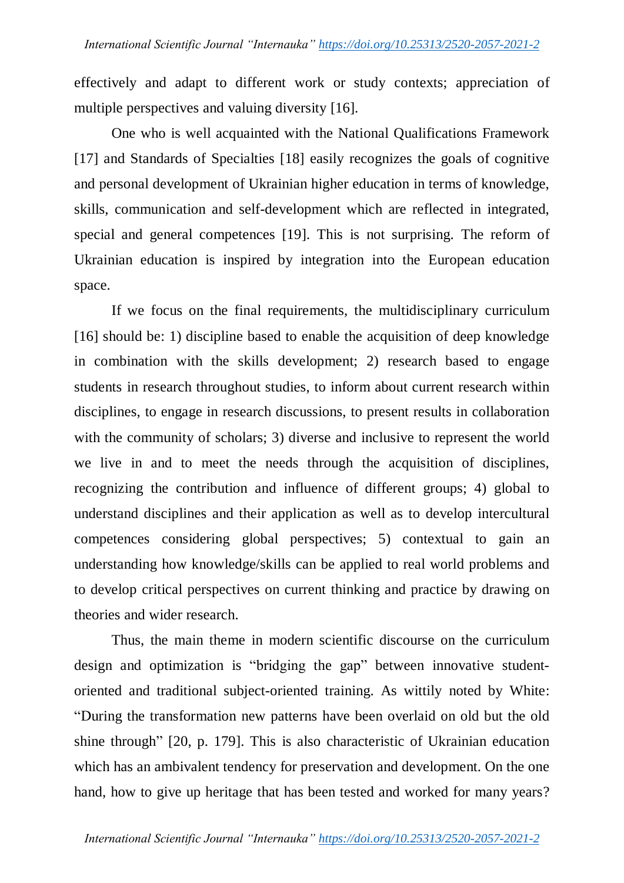effectively and adapt to different work or study contexts; appreciation of multiple perspectives and valuing diversity [16].

One who is well acquainted with the National Qualifications Framework [17] and Standards of Specialties [18] easily recognizes the goals of cognitive and personal development of Ukrainian higher education in terms of knowledge, skills, communication and self-development which are reflected in integrated, special and general competences [19]. This is not surprising. The reform of Ukrainian education is inspired by integration into the European education space.

If we focus on the final requirements, the multidisciplinary curriculum [16] should be: 1) discipline based to enable the acquisition of deep knowledge in combination with the skills development; 2) research based to engage students in research throughout studies, to inform about current research within disciplines, to engage in research discussions, to present results in collaboration with the community of scholars; 3) diverse and inclusive to represent the world we live in and to meet the needs through the acquisition of disciplines, recognizing the contribution and influence of different groups; 4) global to understand disciplines and their application as well as to develop intercultural competences considering global perspectives; 5) contextual to gain an understanding how knowledge/skills can be applied to real world problems and to develop critical perspectives on current thinking and practice by drawing on theories and wider research.

Thus, the main theme in modern scientific discourse on the curriculum design and optimization is "bridging the gap" between innovative student-oriented and traditional subject-oriented training. As wittily noted by White: "During the transformation new patterns have been overlaid on old but the old shine through" [20, p. 179]. This is also characteristic of Ukrainian education which has an ambivalent tendency for preservation and development. On the one hand, how to give up heritage that has been tested and worked for many years?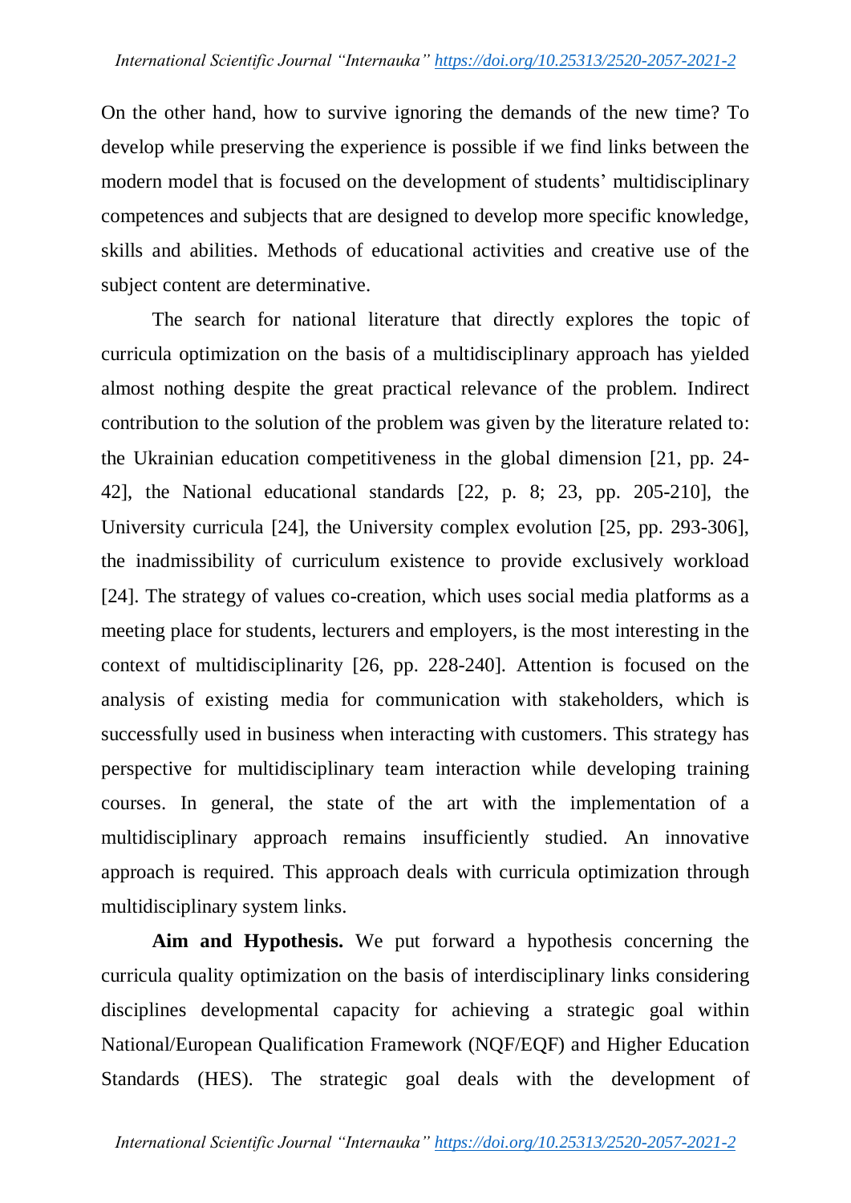On the other hand, how to survive ignoring the demands of the new time? To develop while preserving the experience is possible if we find links between the modern model that is focused on the development of students' multidisciplinary competences and subjects that are designed to develop more specific knowledge, skills and abilities. Methods of educational activities and creative use of the subject content are determinative.

The search for national literature that directly explores the topic of curricula optimization on the basis of a multidisciplinary approach has yielded almost nothing despite the great practical relevance of the problem. Indirect contribution to the solution of the problem was given by the literature related to: the Ukrainian education competitiveness in the global dimension [21, pp. 24-42], the National educational standards [22, p. 8; 23, pp. 205-210], the University curricula [24], the University complex evolution [25, pp. 293-306], the inadmissibility of curriculum existence to provide exclusively workload [24]. The strategy of values co-creation, which uses social media platforms as a meeting place for students, lecturers and employers, is the most interesting in the context of multidisciplinarity [26, pp. 228-240]. Attention is focused on the analysis of existing media for communication with stakeholders, which is successfully used in business when interacting with customers. This strategy has perspective for multidisciplinary team interaction while developing training courses. In general, the state of the art with the implementation of a multidisciplinary approach remains insufficiently studied. An innovative approach is required. This approach deals with curricula optimization through multidisciplinary system links.

**Aim and Hypothesis.** We put forward a hypothesis concerning the curricula quality optimization on the basis of interdisciplinary links considering disciplines developmental capacity for achieving a strategic goal within National/European Qualification Framework (NQF/EQF) and Higher Education Standards (HES). The strategic goal deals with the development of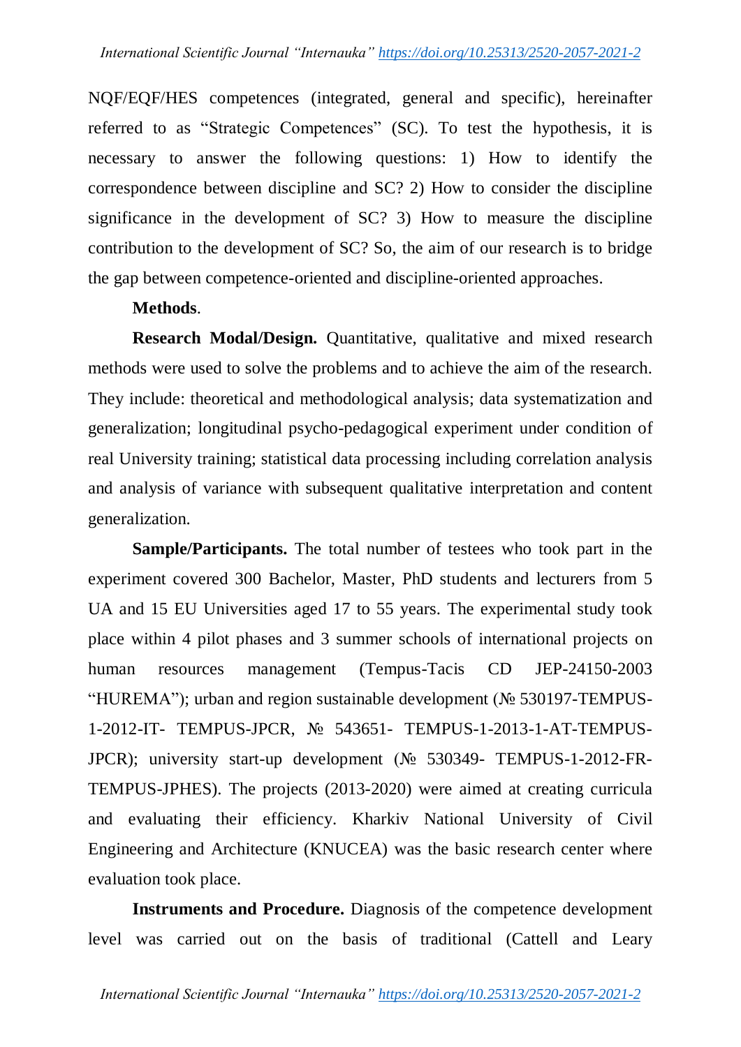NQF/EQF/HES competences (integrated, general and specific), hereinafter referred to as "Strategic Competences" (SC). To test the hypothesis, it is necessary to answer the following questions: 1) How to identify the correspondence between discipline and SC? 2) How to consider the discipline significance in the development of SC? 3) How to measure the discipline contribution to the development of SC? So, the aim of our research is to bridge the gap between competence-oriented and discipline-oriented approaches.

**Methods**.

**Research Modal/Design.** Quantitative, qualitative and mixed research methods were used to solve the problems and to achieve the aim of the research. They include: theoretical and methodological analysis; data systematization and generalization; longitudinal psycho-pedagogical experiment under condition of real University training; statistical data processing including correlation analysis and analysis of variance with subsequent qualitative interpretation and content generalization.

**Sample/Participants.** The total number of testees who took part in the experiment covered 300 Bachelor, Master, PhD students and lecturers from 5 UA and 15 EU Universities aged 17 to 55 years. The experimental study took place within 4 pilot phases and 3 summer schools of international projects on human resources management (Tempus-Tacis CD JEP-24150-2003 "HUREMA"); urban and region sustainable development (№ 530197-TEMPUS-1-2012-IT- TEMPUS-JPCR, № 543651- TEMPUS-1-2013-1-AT-TEMPUS-JPCR); university start-up development (№ 530349- TEMPUS-1-2012-FR-TEMPUS-JPHES). The projects (2013-2020) were aimed at creating curricula and evaluating their efficiency. Kharkiv National University of Civil Engineering and Architecture (KNUCEA) was the basic research center where evaluation took place.

**Instruments and Procedure.** Diagnosis of the competence development level was carried out on the basis of traditional (Cattell and Leary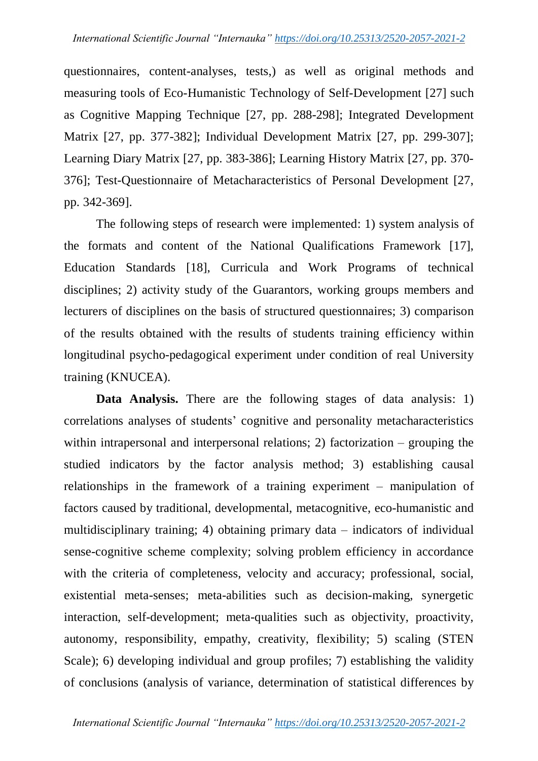questionnaires, content-analyses, tests,) as well as original methods and measuring tools of Eco-Humanistic Technology of Self-Development [27] such as Cognitive Mapping Technique [27, pp. 288-298]; Integrated Development Matrix [27, pp. 377-382]; Individual Development Matrix [27, pp. 299-307]; Learning Diary Matrix [27, pp. 383-386]; Learning History Matrix [27, pp. 370-376]; Test-Questionnaire of Metacharacteristics of Personal Development [27, pp. 342-369].

The following steps of research were implemented: 1) system analysis of the formats and content of the National Qualifications Framework [17], Education Standards [18], Curricula and Work Programs of technical disciplines; 2) activity study of the Guarantors, working groups members and lecturers of disciplines on the basis of structured questionnaires; 3) comparison of the results obtained with the results of students training efficiency within longitudinal psycho-pedagogical experiment under condition of real University training (KNUCEA).

**Data Analysis.** There are the following stages of data analysis: 1) correlations analyses of students' cognitive and personality metacharacteristics within intrapersonal and interpersonal relations; 2) factorization – grouping the studied indicators by the factor analysis method; 3) establishing causal relationships in the framework of a training experiment – manipulation of factors caused by traditional, developmental, metacognitive, eco-humanistic and multidisciplinary training; 4) obtaining primary data – indicators of individual sense-cognitive scheme complexity; solving problem efficiency in accordance with the criteria of completeness, velocity and accuracy; professional, social, existential meta-senses; meta-abilities such as decision-making, synergetic interaction, self-development; meta-qualities such as objectivity, proactivity, autonomy, responsibility, empathy, creativity, flexibility; 5) scaling (STEN Scale); 6) developing individual and group profiles; 7) establishing the validity of conclusions (analysis of variance, determination of statistical differences by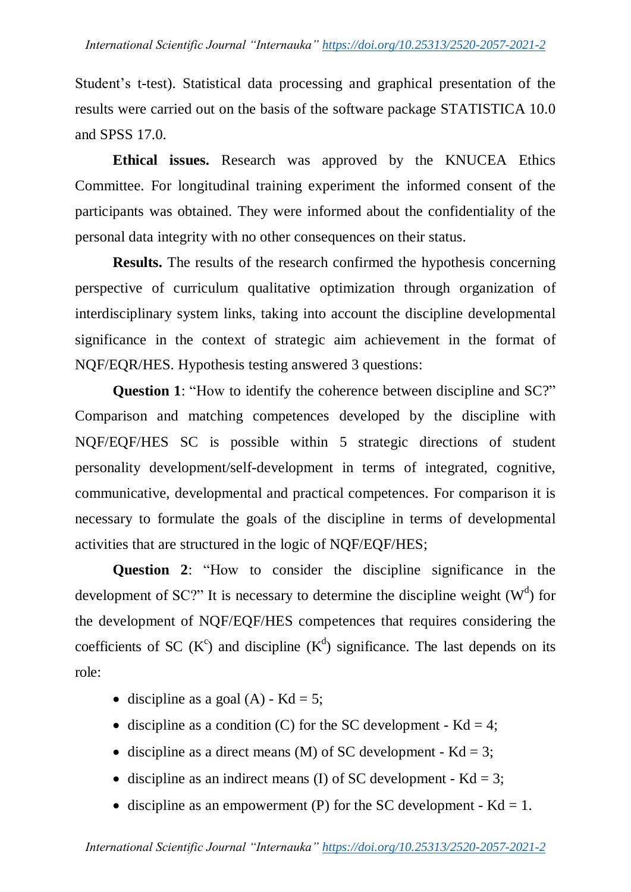Student's t-test). Statistical data processing and graphical presentation of the results were carried out on the basis of the software package STATISTICA 10.0 and SPSS 17.0.

**Ethical issues.** Research was approved by the KNUCEA Ethics Committee. For longitudinal training experiment the informed consent of the participants was obtained. They were informed about the confidentiality of the personal data integrity with no other consequences on their status.

**Results.** The results of the research confirmed the hypothesis concerning perspective of curriculum qualitative optimization through organization of interdisciplinary system links, taking into account the discipline developmental significance in the context of strategic aim achievement in the format of NQF/EQR/HES. Hypothesis testing answered 3 questions:

**Question 1**: "How to identify the coherence between discipline and SC?" Comparison and matching competences developed by the discipline with NQF/EQF/HES SC is possible within 5 strategic directions of student personality development/self-development in terms of integrated, cognitive, communicative, developmental and practical competences. For comparison it is necessary to formulate the goals of the discipline in terms of developmental activities that are structured in the logic of NQF/EQF/HES;

**Question 2**: "How to consider the discipline significance in the development of SC?" It is necessary to determine the discipline weight ($W^d$) for the development of NQF/EQF/HES competences that requires considering the coefficients of SC ($K^c$) and discipline ($K^d$) significance. The last depends on its role:

- discipline as a goal (A) - Kd = 5;
- discipline as a condition (C) for the SC development - Kd = 4;
- discipline as a direct means (M) of SC development - Kd = 3;
- discipline as an indirect means (I) of SC development - Kd = 3;
- discipline as an empowerment (P) for the SC development - Kd = 1.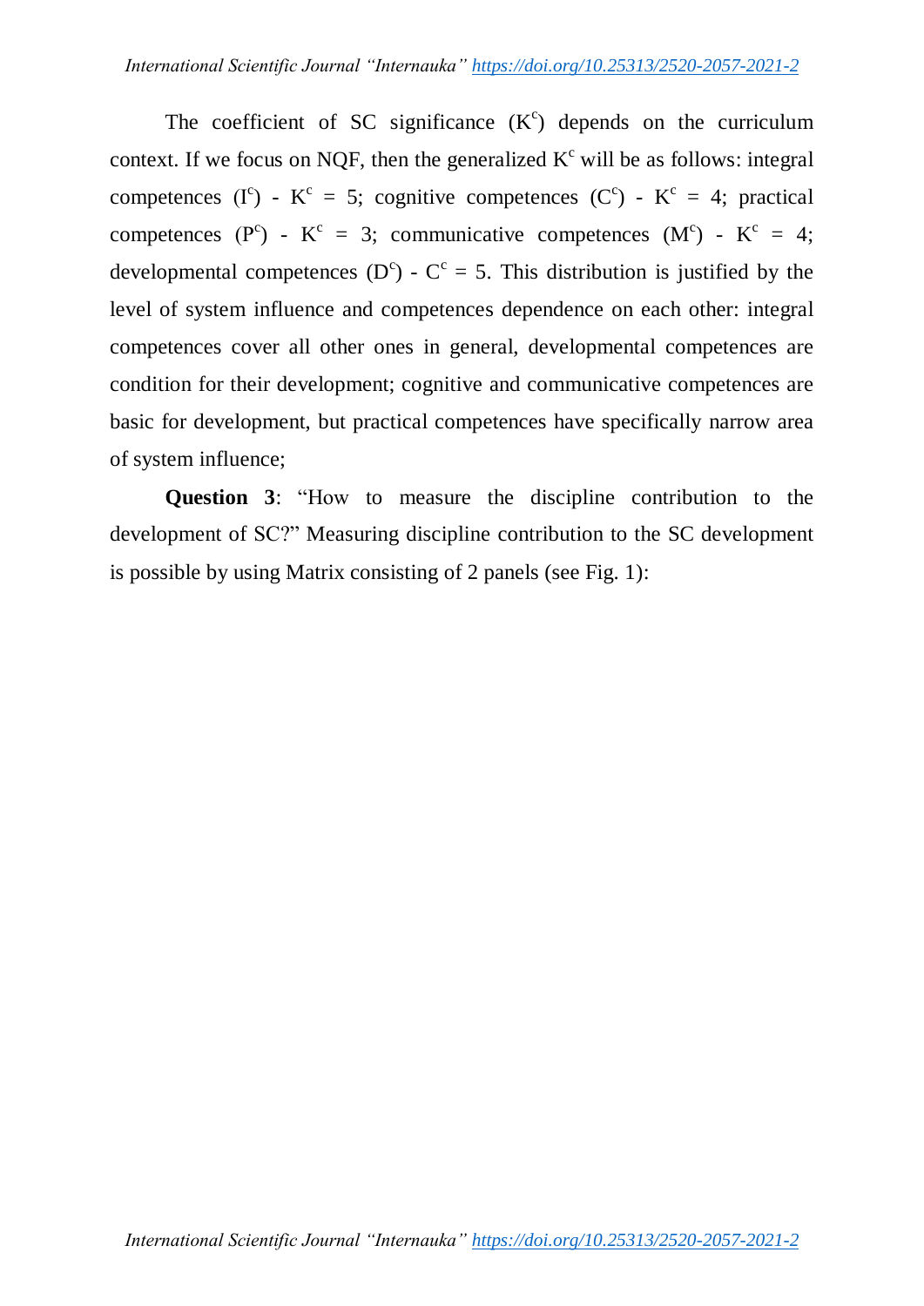The coefficient of SC significance ($K^c$) depends on the curriculum context. If we focus on NQF, then the generalized $K^c$ will be as follows: integral competences ($I^c$) - $K^c$ = 5; cognitive competences ($C^c$) - $K^c$ = 4; practical competences ($P^c$) - $K^c$ = 3; communicative competences ($M^c$) - $K^c$ = 4; developmental competences ($D^c$) - $C^c$ = 5. This distribution is justified by the level of system influence and competences dependence on each other: integral competences cover all other ones in general, developmental competences are condition for their development; cognitive and communicative competences are basic for development, but practical competences have specifically narrow area of system influence;

**Question 3**: "How to measure the discipline contribution to the development of SC?" Measuring discipline contribution to the SC development is possible by using Matrix consisting of 2 panels (see Fig. 1):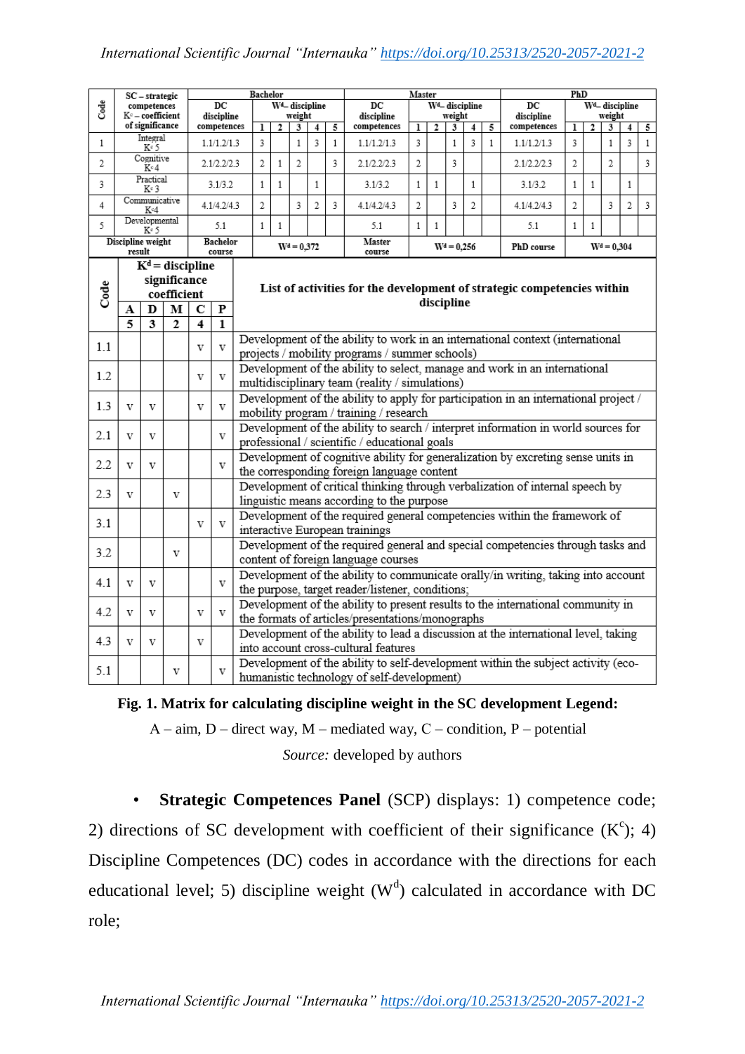| Code | SC – strategic competences $K^c$ – coefficient of significance | Bachelor | | | | | | Master | | | | | | PhD | | | | | |
|---|---|---|---|---|---|---|---|---|---|---|---|---|---|---|---|---|---|---|---|
| | | DC discipline competences | $W^d$ – discipline weight | | | | | DC discipline competences | $W^d$ – discipline weight | | | | | DC discipline competences | $W^d$ – discipline weight | | | | |
| | | | 1 | 2 | 3 | 4 | 5 | | 1 | 2 | 3 | 4 | 5 | | 1 | 2 | 3 | 4 | 5 |
| 1 | Integral $K^c$ 5 | 1.1/1.2/1.3 | 3 | | 1 | 3 | 1 | 1.1/1.2/1.3 | 3 | | 1 | 3 | 1 | 1.1/1.2/1.3 | 3 | | 1 | 3 | 1 |
| 2 | Cognitive $K^c$ 4 | 2.1/2.2/2.3 | 2 | 1 | 2 | | 3 | 2.1/2.2/2.3 | 2 | | 3 | | | 2.1/2.2/2.3 | 2 | | 2 | | 3 |
| 3 | Practical $K^c$ 3 | 3.1/3.2 | 1 | 1 | | 1 | | 3.1/3.2 | 1 | 1 | | 1 | | 3.1/3.2 | 1 | 1 | | 1 | |
| 4 | Communicative $K^c$ 4 | 4.1/4.2/4.3 | 2 | | 3 | 2 | 3 | 4.1/4.2/4.3 | 2 | | 3 | 2 | | 4.1/4.2/4.3 | 2 | | 3 | 2 | 3 |
| 5 | Developmental $K^c$ 5 | 5.1 | 1 | 1 | | | | 5.1 | 1 | 1 | | | | 5.1 | 1 | 1 | | | |
| Discipline weight result | | Bachelor course | $W^d$ = 0,372 | | | | | Master course | $W^d$ = 0,256 | | | | | PhD course | $W^d$ = 0,304 | | | | |

| Code | $K^d$ = discipline significance coefficient | | | | | List of activities for the development of strategic competencies within discipline |
|---|---|---|---|---|---|---|
| | A | D | M | C | P | |
| | 5 | 3 | 2 | 4 | 1 | |
| 1.1 | | | | v | v | Development of the ability to work in an international context (international projects / mobility programs / summer schools) |
| 1.2 | | | | v | v | Development of the ability to select, manage and work in an international multidisciplinary team (reality / simulations) |
| 1.3 | v | v | | v | v | Development of the ability to apply for participation in an international project / mobility program / training / research |
| 2.1 | v | v | | | v | Development of the ability to search / interpret information in world sources for professional / scientific / educational goals |
| 2.2 | v | v | | | v | Development of cognitive ability for generalization by excreting sense units in the corresponding foreign language content |
| 2.3 | v | | v | | | Development of critical thinking through verbalization of internal speech by linguistic means according to the purpose |
| 3.1 | | | | v | v | Development of the required general competencies within the framework of interactive European trainings |
| 3.2 | | | v | | | Development of the required general and special competencies through tasks and content of foreign language courses |
| 4.1 | v | v | | | v | Development of the ability to communicate orally/in writing, taking into account the purpose, target reader/listener, conditions; |
| 4.2 | v | v | | v | v | Development of the ability to present results to the international community in the formats of articles/presentations/monographs |
| 4.3 | v | v | | v | | Development of the ability to lead a discussion at the international level, taking into account cross-cultural features |
| 5.1 | | | v | | v | Development of the ability to self-development within the subject activity (eco-humanistic technology of self-development) |

**Fig. 1. Matrix for calculating discipline weight in the SC development Legend:**

A – aim, D – direct way, M – mediated way, C – condition, P – potential

*Source:* developed by authors

- **Strategic Competences Panel** (SCP) displays: 1) competence code; 2) directions of SC development with coefficient of their significance ($K^c$); 4) Discipline Competences (DC) codes in accordance with the directions for each educational level; 5) discipline weight ($W^d$) calculated in accordance with DC role;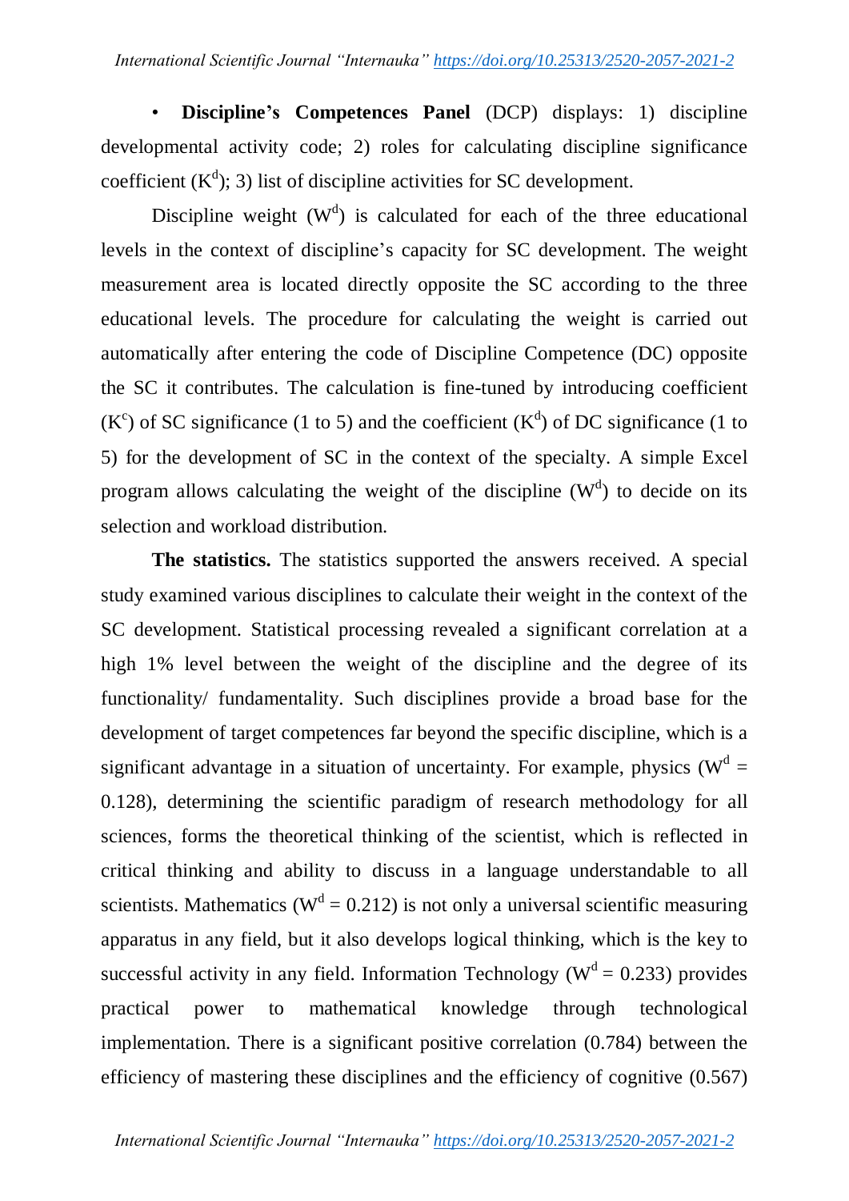- **Discipline's Competences Panel** (DCP) displays: 1) discipline developmental activity code; 2) roles for calculating discipline significance coefficient ($K^d$); 3) list of discipline activities for SC development.

Discipline weight ($W^d$) is calculated for each of the three educational levels in the context of discipline's capacity for SC development. The weight measurement area is located directly opposite the SC according to the three educational levels. The procedure for calculating the weight is carried out automatically after entering the code of Discipline Competence (DC) opposite the SC it contributes. The calculation is fine-tuned by introducing coefficient ($K^c$) of SC significance (1 to 5) and the coefficient ($K^d$) of DC significance (1 to 5) for the development of SC in the context of the specialty. A simple Excel program allows calculating the weight of the discipline ($W^d$) to decide on its selection and workload distribution.

**The statistics.** The statistics supported the answers received. A special study examined various disciplines to calculate their weight in the context of the SC development. Statistical processing revealed a significant correlation at a high 1% level between the weight of the discipline and the degree of its functionality/ fundamentality. Such disciplines provide a broad base for the development of target competences far beyond the specific discipline, which is a significant advantage in a situation of uncertainty. For example, physics ($W^d$ = 0.128), determining the scientific paradigm of research methodology for all sciences, forms the theoretical thinking of the scientist, which is reflected in critical thinking and ability to discuss in a language understandable to all scientists. Mathematics ($W^d$ = 0.212) is not only a universal scientific measuring apparatus in any field, but it also develops logical thinking, which is the key to successful activity in any field. Information Technology ($W^d$ = 0.233) provides practical power to mathematical knowledge through technological implementation. There is a significant positive correlation (0.784) between the efficiency of mastering these disciplines and the efficiency of cognitive (0.567)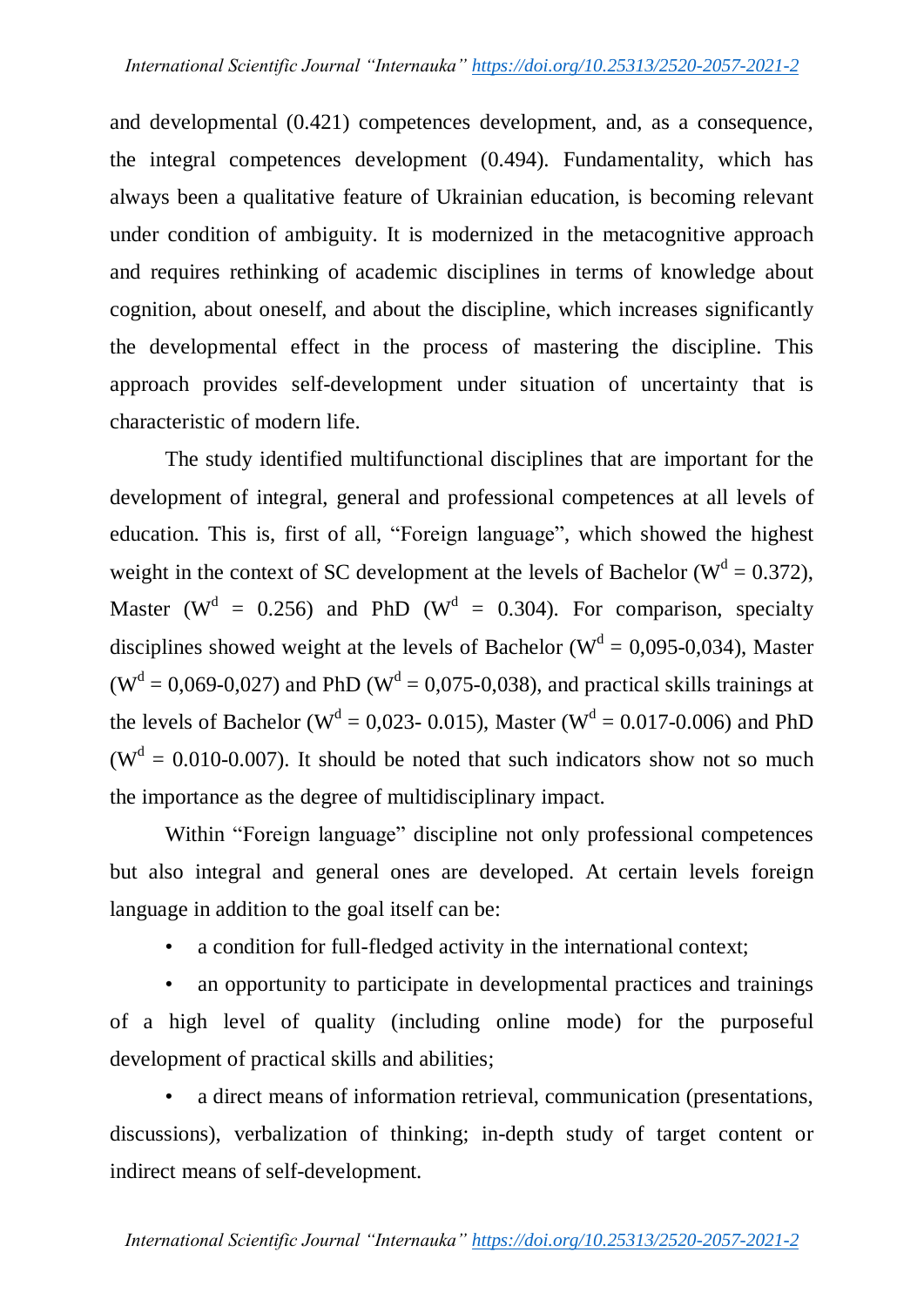and developmental (0.421) competences development, and, as a consequence, the integral competences development (0.494). Fundamentality, which has always been a qualitative feature of Ukrainian education, is becoming relevant under condition of ambiguity. It is modernized in the metacognitive approach and requires rethinking of academic disciplines in terms of knowledge about cognition, about oneself, and about the discipline, which increases significantly the developmental effect in the process of mastering the discipline. This approach provides self-development under situation of uncertainty that is characteristic of modern life.

The study identified multifunctional disciplines that are important for the development of integral, general and professional competences at all levels of education. This is, first of all, "Foreign language", which showed the highest weight in the context of SC development at the levels of Bachelor ($W^d$ = 0.372), Master ($W^d$ = 0.256) and PhD ($W^d$ = 0.304). For comparison, specialty disciplines showed weight at the levels of Bachelor ($W^d$ = 0,095-0,034), Master ($W^d$ = 0,069-0,027) and PhD ($W^d$ = 0,075-0,038), and practical skills trainings at the levels of Bachelor ($W^d$ = 0,023- 0.015), Master ($W^d$ = 0.017-0.006) and PhD ($W^d$ = 0.010-0.007). It should be noted that such indicators show not so much the importance as the degree of multidisciplinary impact.

Within "Foreign language" discipline not only professional competences but also integral and general ones are developed. At certain levels foreign language in addition to the goal itself can be:

- a condition for full-fledged activity in the international context;
- an opportunity to participate in developmental practices and trainings of a high level of quality (including online mode) for the purposeful development of practical skills and abilities;
- a direct means of information retrieval, communication (presentations, discussions), verbalization of thinking; in-depth study of target content or indirect means of self-development.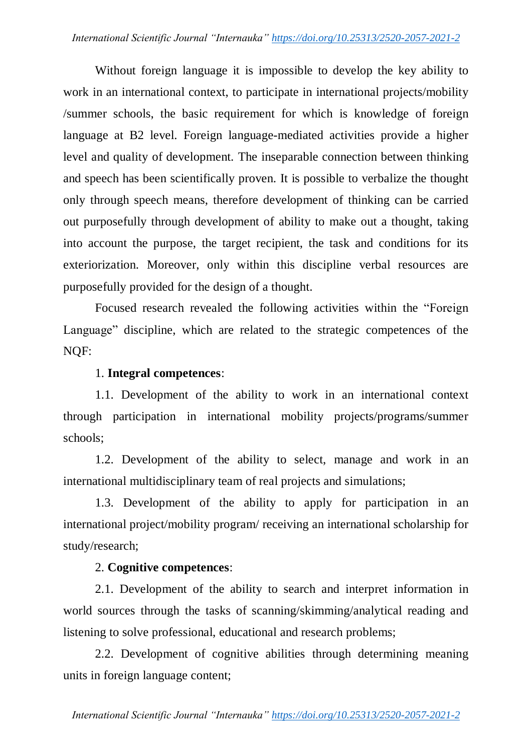Without foreign language it is impossible to develop the key ability to work in an international context, to participate in international projects/mobility /summer schools, the basic requirement for which is knowledge of foreign language at B2 level. Foreign language-mediated activities provide a higher level and quality of development. The inseparable connection between thinking and speech has been scientifically proven. It is possible to verbalize the thought only through speech means, therefore development of thinking can be carried out purposefully through development of ability to make out a thought, taking into account the purpose, the target recipient, the task and conditions for its exteriorization. Moreover, only within this discipline verbal resources are purposefully provided for the design of a thought.

Focused research revealed the following activities within the "Foreign Language" discipline, which are related to the strategic competences of the NQF:

1. **Integral competences**:

1.1. Development of the ability to work in an international context through participation in international mobility projects/programs/summer schools;

1.2. Development of the ability to select, manage and work in an international multidisciplinary team of real projects and simulations;

1.3. Development of the ability to apply for participation in an international project/mobility program/ receiving an international scholarship for study/research;

2. **Cognitive competences**:

2.1. Development of the ability to search and interpret information in world sources through the tasks of scanning/skimming/analytical reading and listening to solve professional, educational and research problems;

2.2. Development of cognitive abilities through determining meaning units in foreign language content;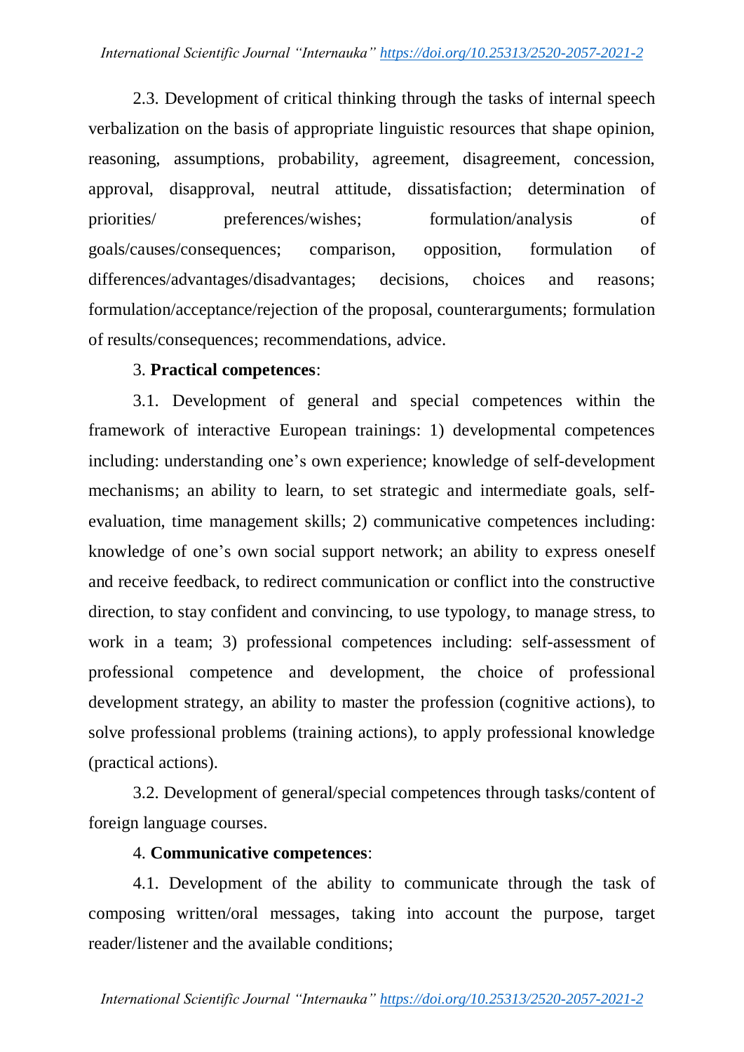2.3. Development of critical thinking through the tasks of internal speech verbalization on the basis of appropriate linguistic resources that shape opinion, reasoning, assumptions, probability, agreement, disagreement, concession, approval, disapproval, neutral attitude, dissatisfaction; determination of priorities/ preferences/wishes; formulation/analysis of goals/causes/consequences; comparison, opposition, formulation of differences/advantages/disadvantages; decisions, choices and reasons; formulation/acceptance/rejection of the proposal, counterarguments; formulation of results/consequences; recommendations, advice.

3. **Practical competences**:

3.1. Development of general and special competences within the framework of interactive European trainings: 1) developmental competences including: understanding one's own experience; knowledge of self-development mechanisms; an ability to learn, to set strategic and intermediate goals, self-evaluation, time management skills; 2) communicative competences including: knowledge of one's own social support network; an ability to express oneself and receive feedback, to redirect communication or conflict into the constructive direction, to stay confident and convincing, to use typology, to manage stress, to work in a team; 3) professional competences including: self-assessment of professional competence and development, the choice of professional development strategy, an ability to master the profession (cognitive actions), to solve professional problems (training actions), to apply professional knowledge (practical actions).

3.2. Development of general/special competences through tasks/content of foreign language courses.

4. **Communicative competences**:

4.1. Development of the ability to communicate through the task of composing written/oral messages, taking into account the purpose, target reader/listener and the available conditions;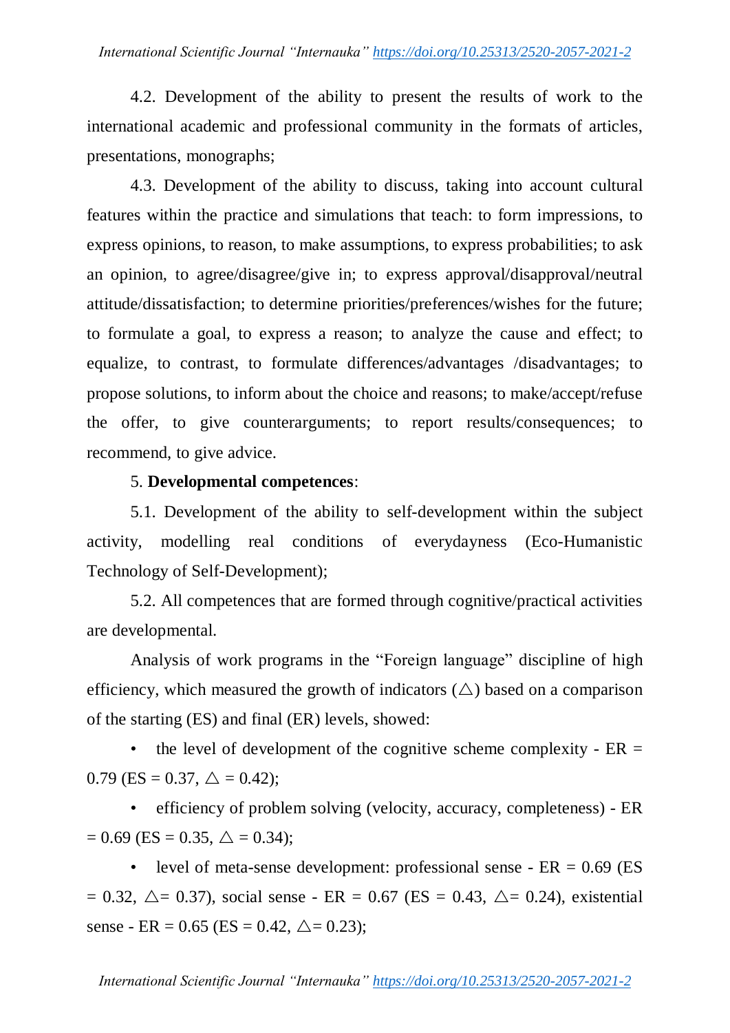4.2. Development of the ability to present the results of work to the international academic and professional community in the formats of articles, presentations, monographs;

4.3. Development of the ability to discuss, taking into account cultural features within the practice and simulations that teach: to form impressions, to express opinions, to reason, to make assumptions, to express probabilities; to ask an opinion, to agree/disagree/give in; to express approval/disapproval/neutral attitude/dissatisfaction; to determine priorities/preferences/wishes for the future; to formulate a goal, to express a reason; to analyze the cause and effect; to equalize, to contrast, to formulate differences/advantages /disadvantages; to propose solutions, to inform about the choice and reasons; to make/accept/refuse the offer, to give counterarguments; to report results/consequences; to recommend, to give advice.

5. **Developmental competences**:

5.1. Development of the ability to self-development within the subject activity, modelling real conditions of everydayness (Eco-Humanistic Technology of Self-Development);

5.2. All competences that are formed through cognitive/practical activities are developmental.

Analysis of work programs in the "Foreign language" discipline of high efficiency, which measured the growth of indicators ($\triangle$) based on a comparison of the starting (ES) and final (ER) levels, showed:

- the level of development of the cognitive scheme complexity - ER = 0.79 (ES = 0.37, $\triangle$ = 0.42);
- efficiency of problem solving (velocity, accuracy, completeness) - ER = 0.69 (ES = 0.35, $\triangle$ = 0.34);
- level of meta-sense development: professional sense - ER = 0.69 (ES = 0.32, $\triangle$= 0.37), social sense - ER = 0.67 (ES = 0.43, $\triangle$= 0.24), existential sense - ER = 0.65 (ES = 0.42, $\triangle$= 0.23);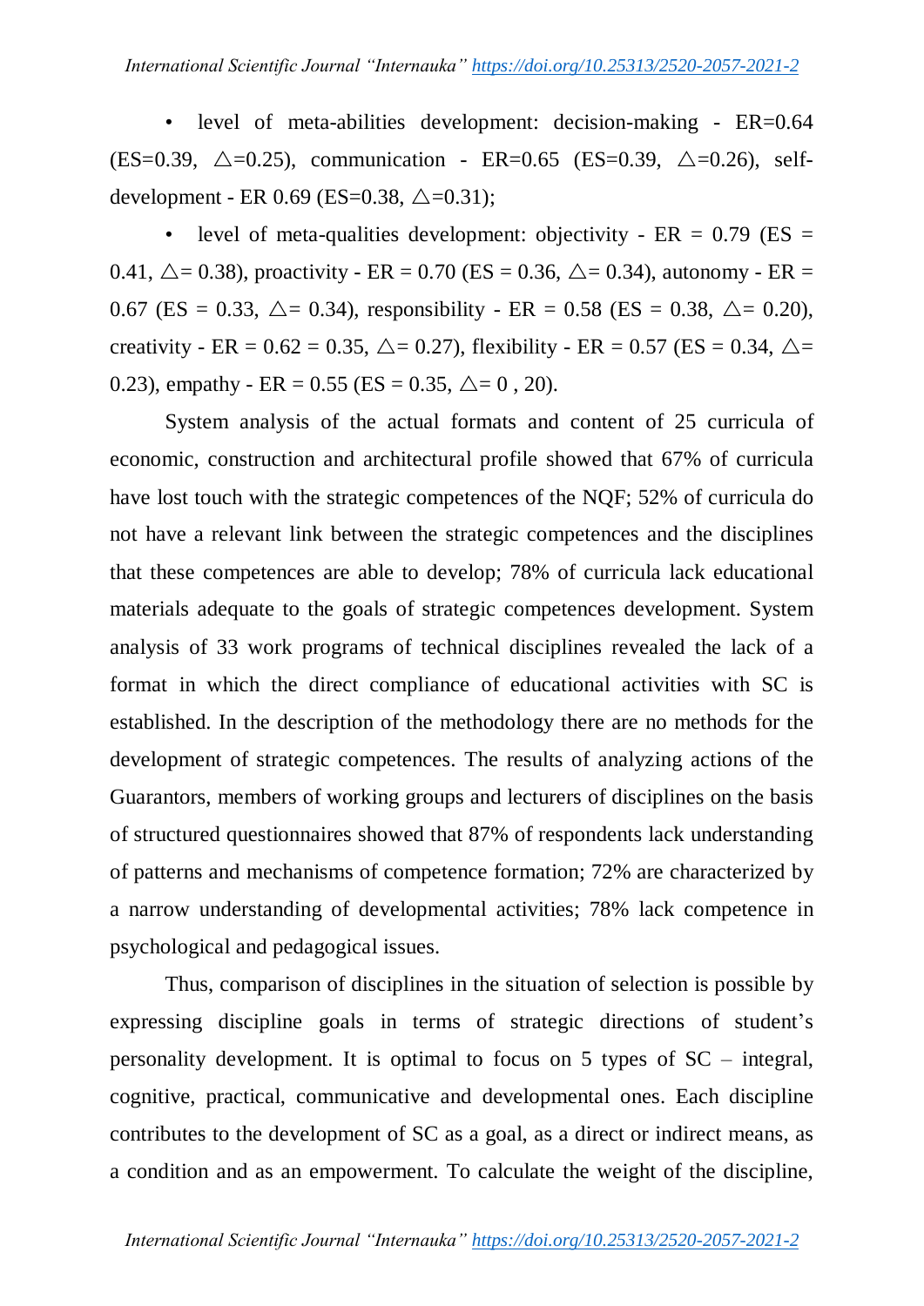- level of meta-abilities development: decision-making - ER=0.64 (ES=0.39, $\triangle$=0.25), communication - ER=0.65 (ES=0.39, $\triangle$=0.26), self-development - ER 0.69 (ES=0.38, $\triangle$=0.31);
- level of meta-qualities development: objectivity - ER = 0.79 (ES = 0.41, $\triangle$= 0.38), proactivity - ER = 0.70 (ES = 0.36, $\triangle$= 0.34), autonomy - ER = 0.67 (ES = 0.33, $\triangle$= 0.34), responsibility - ER = 0.58 (ES = 0.38, $\triangle$= 0.20), creativity - ER = 0.62 = 0.35, $\triangle$= 0.27), flexibility - ER = 0.57 (ES = 0.34, $\triangle$= 0.23), empathy - ER = 0.55 (ES = 0.35, $\triangle$= 0 , 20).

System analysis of the actual formats and content of 25 curricula of economic, construction and architectural profile showed that 67% of curricula have lost touch with the strategic competences of the NQF; 52% of curricula do not have a relevant link between the strategic competences and the disciplines that these competences are able to develop; 78% of curricula lack educational materials adequate to the goals of strategic competences development. System analysis of 33 work programs of technical disciplines revealed the lack of a format in which the direct compliance of educational activities with SC is established. In the description of the methodology there are no methods for the development of strategic competences. The results of analyzing actions of the Guarantors, members of working groups and lecturers of disciplines on the basis of structured questionnaires showed that 87% of respondents lack understanding of patterns and mechanisms of competence formation; 72% are characterized by a narrow understanding of developmental activities; 78% lack competence in psychological and pedagogical issues.

Thus, comparison of disciplines in the situation of selection is possible by expressing discipline goals in terms of strategic directions of student's personality development. It is optimal to focus on 5 types of SC – integral, cognitive, practical, communicative and developmental ones. Each discipline contributes to the development of SC as a goal, as a direct or indirect means, as a condition and as an empowerment. To calculate the weight of the discipline,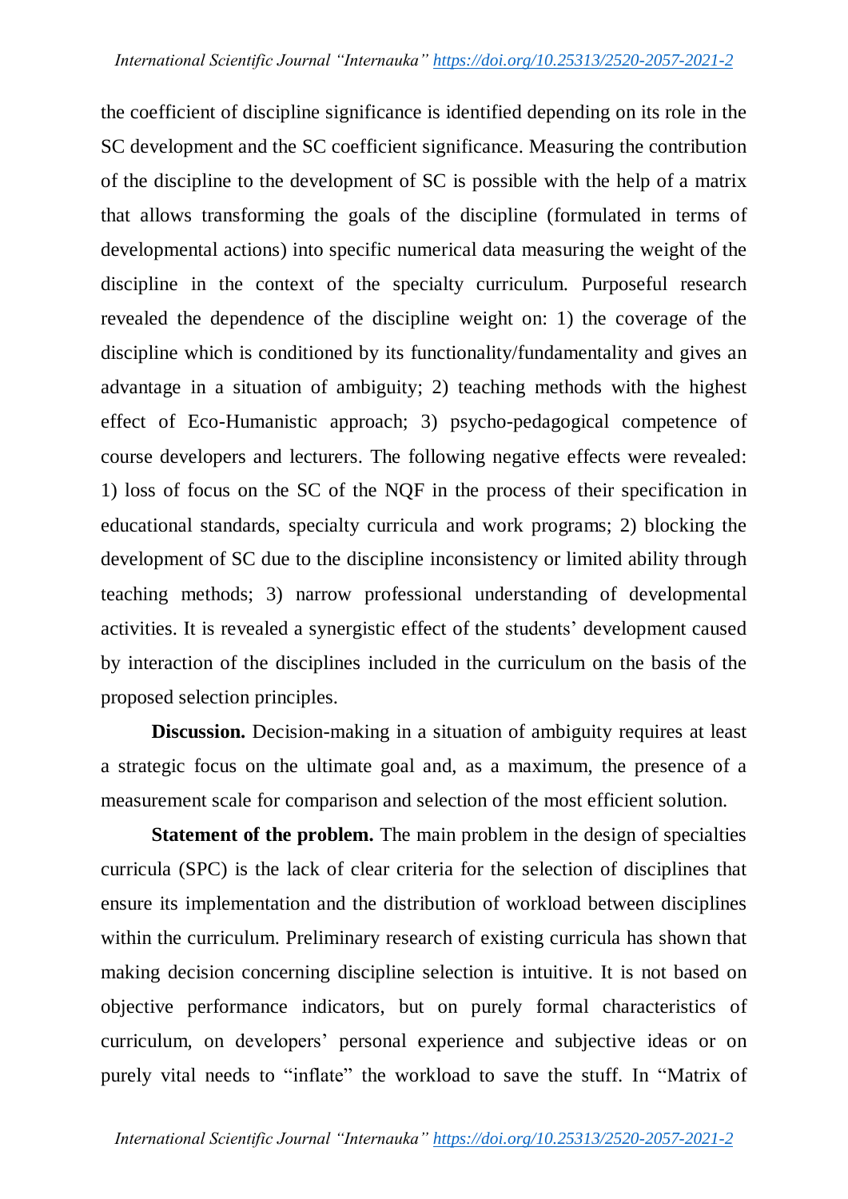the coefficient of discipline significance is identified depending on its role in the SC development and the SC coefficient significance. Measuring the contribution of the discipline to the development of SC is possible with the help of a matrix that allows transforming the goals of the discipline (formulated in terms of developmental actions) into specific numerical data measuring the weight of the discipline in the context of the specialty curriculum. Purposeful research revealed the dependence of the discipline weight on: 1) the coverage of the discipline which is conditioned by its functionality/fundamentality and gives an advantage in a situation of ambiguity; 2) teaching methods with the highest effect of Eco-Humanistic approach; 3) psycho-pedagogical competence of course developers and lecturers. The following negative effects were revealed: 1) loss of focus on the SC of the NQF in the process of their specification in educational standards, specialty curricula and work programs; 2) blocking the development of SC due to the discipline inconsistency or limited ability through teaching methods; 3) narrow professional understanding of developmental activities. It is revealed a synergistic effect of the students' development caused by interaction of the disciplines included in the curriculum on the basis of the proposed selection principles.

**Discussion.** Decision-making in a situation of ambiguity requires at least a strategic focus on the ultimate goal and, as a maximum, the presence of a measurement scale for comparison and selection of the most efficient solution.

**Statement of the problem.** The main problem in the design of specialties curricula (SPC) is the lack of clear criteria for the selection of disciplines that ensure its implementation and the distribution of workload between disciplines within the curriculum. Preliminary research of existing curricula has shown that making decision concerning discipline selection is intuitive. It is not based on objective performance indicators, but on purely formal characteristics of curriculum, on developers' personal experience and subjective ideas or on purely vital needs to "inflate" the workload to save the stuff. In "Matrix of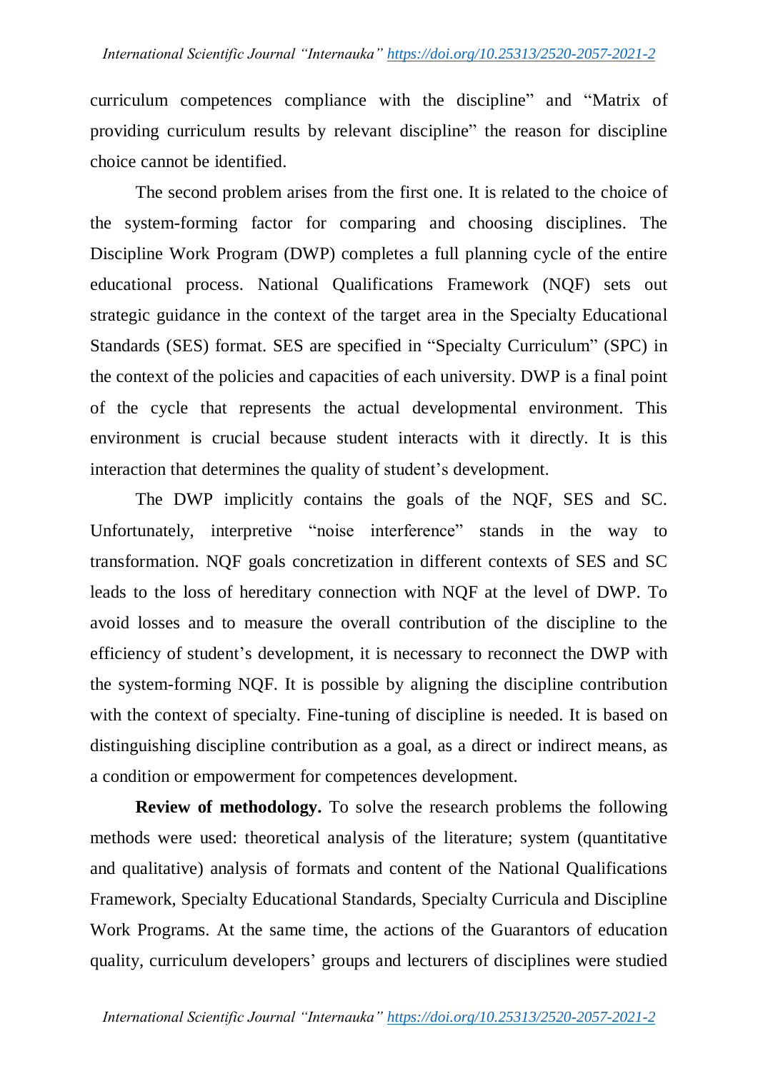curriculum competences compliance with the discipline" and "Matrix of providing curriculum results by relevant discipline" the reason for discipline choice cannot be identified.

The second problem arises from the first one. It is related to the choice of the system-forming factor for comparing and choosing disciplines. The Discipline Work Program (DWP) completes a full planning cycle of the entire educational process. National Qualifications Framework (NQF) sets out strategic guidance in the context of the target area in the Specialty Educational Standards (SES) format. SES are specified in "Specialty Curriculum" (SPC) in the context of the policies and capacities of each university. DWP is a final point of the cycle that represents the actual developmental environment. This environment is crucial because student interacts with it directly. It is this interaction that determines the quality of student's development.

The DWP implicitly contains the goals of the NQF, SES and SC. Unfortunately, interpretive "noise interference" stands in the way to transformation. NQF goals concretization in different contexts of SES and SC leads to the loss of hereditary connection with NQF at the level of DWP. To avoid losses and to measure the overall contribution of the discipline to the efficiency of student's development, it is necessary to reconnect the DWP with the system-forming NQF. It is possible by aligning the discipline contribution with the context of specialty. Fine-tuning of discipline is needed. It is based on distinguishing discipline contribution as a goal, as a direct or indirect means, as a condition or empowerment for competences development.

**Review of methodology.** To solve the research problems the following methods were used: theoretical analysis of the literature; system (quantitative and qualitative) analysis of formats and content of the National Qualifications Framework, Specialty Educational Standards, Specialty Curricula and Discipline Work Programs. At the same time, the actions of the Guarantors of education quality, curriculum developers' groups and lecturers of disciplines were studied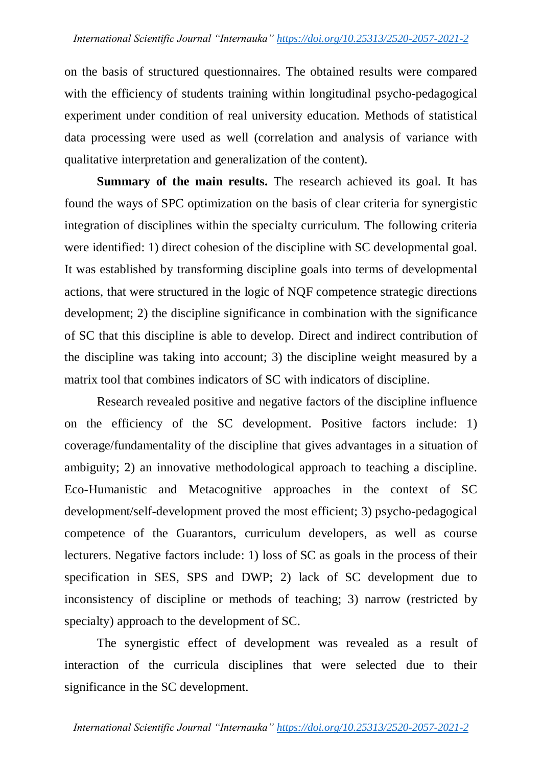on the basis of structured questionnaires. The obtained results were compared with the efficiency of students training within longitudinal psycho-pedagogical experiment under condition of real university education. Methods of statistical data processing were used as well (correlation and analysis of variance with qualitative interpretation and generalization of the content).

**Summary of the main results.** The research achieved its goal. It has found the ways of SPC optimization on the basis of clear criteria for synergistic integration of disciplines within the specialty curriculum. The following criteria were identified: 1) direct cohesion of the discipline with SC developmental goal. It was established by transforming discipline goals into terms of developmental actions, that were structured in the logic of NQF competence strategic directions development; 2) the discipline significance in combination with the significance of SC that this discipline is able to develop. Direct and indirect contribution of the discipline was taking into account; 3) the discipline weight measured by a matrix tool that combines indicators of SC with indicators of discipline.

Research revealed positive and negative factors of the discipline influence on the efficiency of the SC development. Positive factors include: 1) coverage/fundamentality of the discipline that gives advantages in a situation of ambiguity; 2) an innovative methodological approach to teaching a discipline. Eco-Humanistic and Metacognitive approaches in the context of SC development/self-development proved the most efficient; 3) psycho-pedagogical competence of the Guarantors, curriculum developers, as well as course lecturers. Negative factors include: 1) loss of SC as goals in the process of their specification in SES, SPS and DWP; 2) lack of SC development due to inconsistency of discipline or methods of teaching; 3) narrow (restricted by specialty) approach to the development of SC.

The synergistic effect of development was revealed as a result of interaction of the curricula disciplines that were selected due to their significance in the SC development.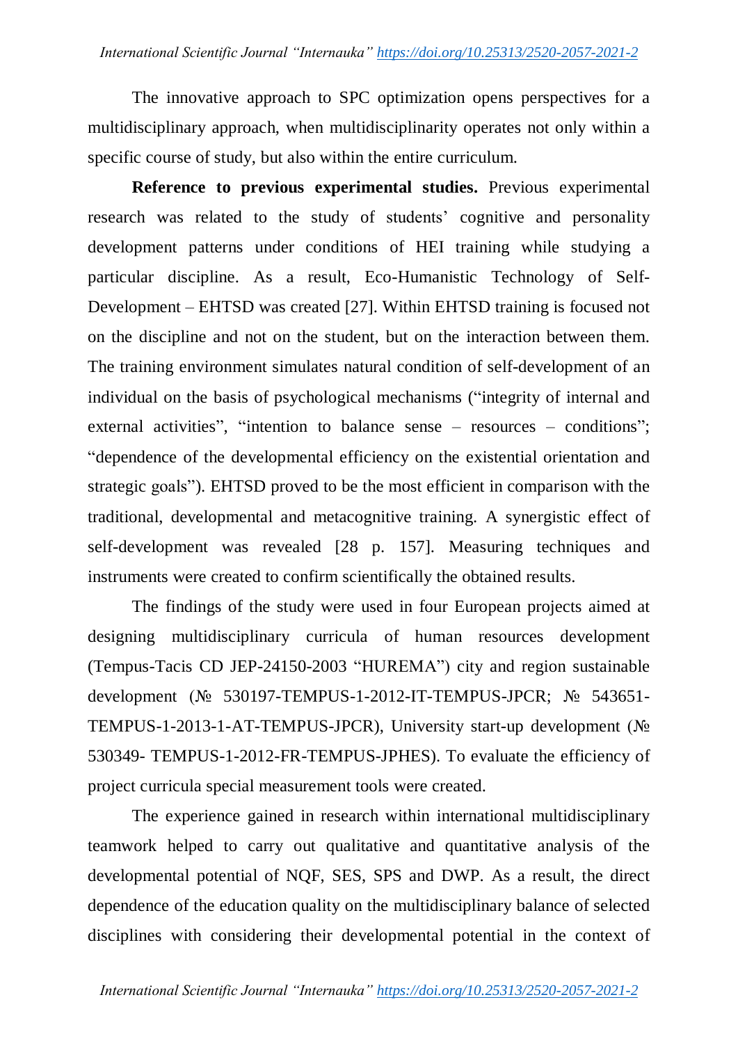The innovative approach to SPC optimization opens perspectives for a multidisciplinary approach, when multidisciplinarity operates not only within a specific course of study, but also within the entire curriculum.

**Reference to previous experimental studies.** Previous experimental research was related to the study of students' cognitive and personality development patterns under conditions of HEI training while studying a particular discipline. As a result, Eco-Humanistic Technology of Self-Development – EHTSD was created [27]. Within EHTSD training is focused not on the discipline and not on the student, but on the interaction between them. The training environment simulates natural condition of self-development of an individual on the basis of psychological mechanisms ("integrity of internal and external activities", "intention to balance sense – resources – conditions"; "dependence of the developmental efficiency on the existential orientation and strategic goals"). EHTSD proved to be the most efficient in comparison with the traditional, developmental and metacognitive training. A synergistic effect of self-development was revealed [28 p. 157]. Measuring techniques and instruments were created to confirm scientifically the obtained results.

The findings of the study were used in four European projects aimed at designing multidisciplinary curricula of human resources development (Tempus-Tacis CD JEP-24150-2003 "HUREMA") city and region sustainable development (№ 530197-TEMPUS-1-2012-IT-TEMPUS-JPCR; № 543651-TEMPUS-1-2013-1-AT-TEMPUS-JPCR), University start-up development (№ 530349- TEMPUS-1-2012-FR-TEMPUS-JPHES). To evaluate the efficiency of project curricula special measurement tools were created.

The experience gained in research within international multidisciplinary teamwork helped to carry out qualitative and quantitative analysis of the developmental potential of NQF, SES, SPS and DWP. As a result, the direct dependence of the education quality on the multidisciplinary balance of selected disciplines with considering their developmental potential in the context of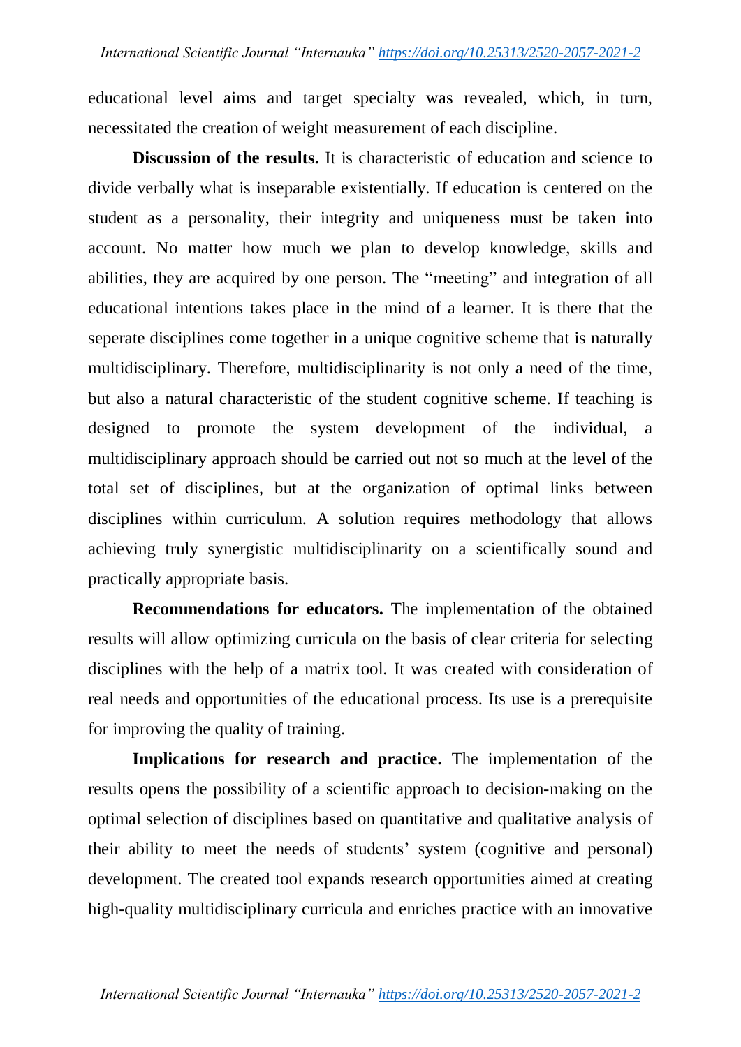educational level aims and target specialty was revealed, which, in turn, necessitated the creation of weight measurement of each discipline.

**Discussion of the results.** It is characteristic of education and science to divide verbally what is inseparable existentially. If education is centered on the student as a personality, their integrity and uniqueness must be taken into account. No matter how much we plan to develop knowledge, skills and abilities, they are acquired by one person. The "meeting" and integration of all educational intentions takes place in the mind of a learner. It is there that the seperate disciplines come together in a unique cognitive scheme that is naturally multidisciplinary. Therefore, multidisciplinarity is not only a need of the time, but also a natural characteristic of the student cognitive scheme. If teaching is designed to promote the system development of the individual, a multidisciplinary approach should be carried out not so much at the level of the total set of disciplines, but at the organization of optimal links between disciplines within curriculum. A solution requires methodology that allows achieving truly synergistic multidisciplinarity on a scientifically sound and practically appropriate basis.

**Recommendations for educators.** The implementation of the obtained results will allow optimizing curricula on the basis of clear criteria for selecting disciplines with the help of a matrix tool. It was created with consideration of real needs and opportunities of the educational process. Its use is a prerequisite for improving the quality of training.

**Implications for research and practice.** The implementation of the results opens the possibility of a scientific approach to decision-making on the optimal selection of disciplines based on quantitative and qualitative analysis of their ability to meet the needs of students' system (cognitive and personal) development. The created tool expands research opportunities aimed at creating high-quality multidisciplinary curricula and enriches practice with an innovative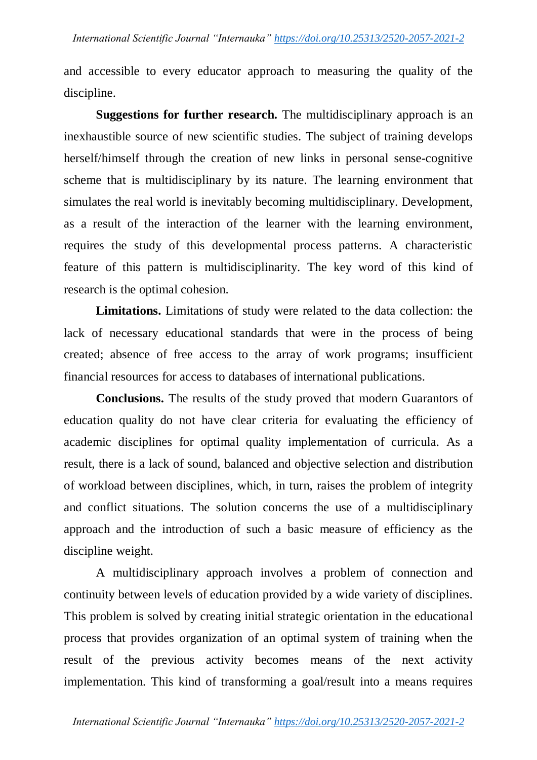and accessible to every educator approach to measuring the quality of the discipline.

**Suggestions for further research.** The multidisciplinary approach is an inexhaustible source of new scientific studies. The subject of training develops herself/himself through the creation of new links in personal sense-cognitive scheme that is multidisciplinary by its nature. The learning environment that simulates the real world is inevitably becoming multidisciplinary. Development, as a result of the interaction of the learner with the learning environment, requires the study of this developmental process patterns. A characteristic feature of this pattern is multidisciplinarity. The key word of this kind of research is the optimal cohesion.

**Limitations.** Limitations of study were related to the data collection: the lack of necessary educational standards that were in the process of being created; absence of free access to the array of work programs; insufficient financial resources for access to databases of international publications.

**Conclusions.** The results of the study proved that modern Guarantors of education quality do not have clear criteria for evaluating the efficiency of academic disciplines for optimal quality implementation of curricula. As a result, there is a lack of sound, balanced and objective selection and distribution of workload between disciplines, which, in turn, raises the problem of integrity and conflict situations. The solution concerns the use of a multidisciplinary approach and the introduction of such a basic measure of efficiency as the discipline weight.

A multidisciplinary approach involves a problem of connection and continuity between levels of education provided by a wide variety of disciplines. This problem is solved by creating initial strategic orientation in the educational process that provides organization of an optimal system of training when the result of the previous activity becomes means of the next activity implementation. This kind of transforming a goal/result into a means requires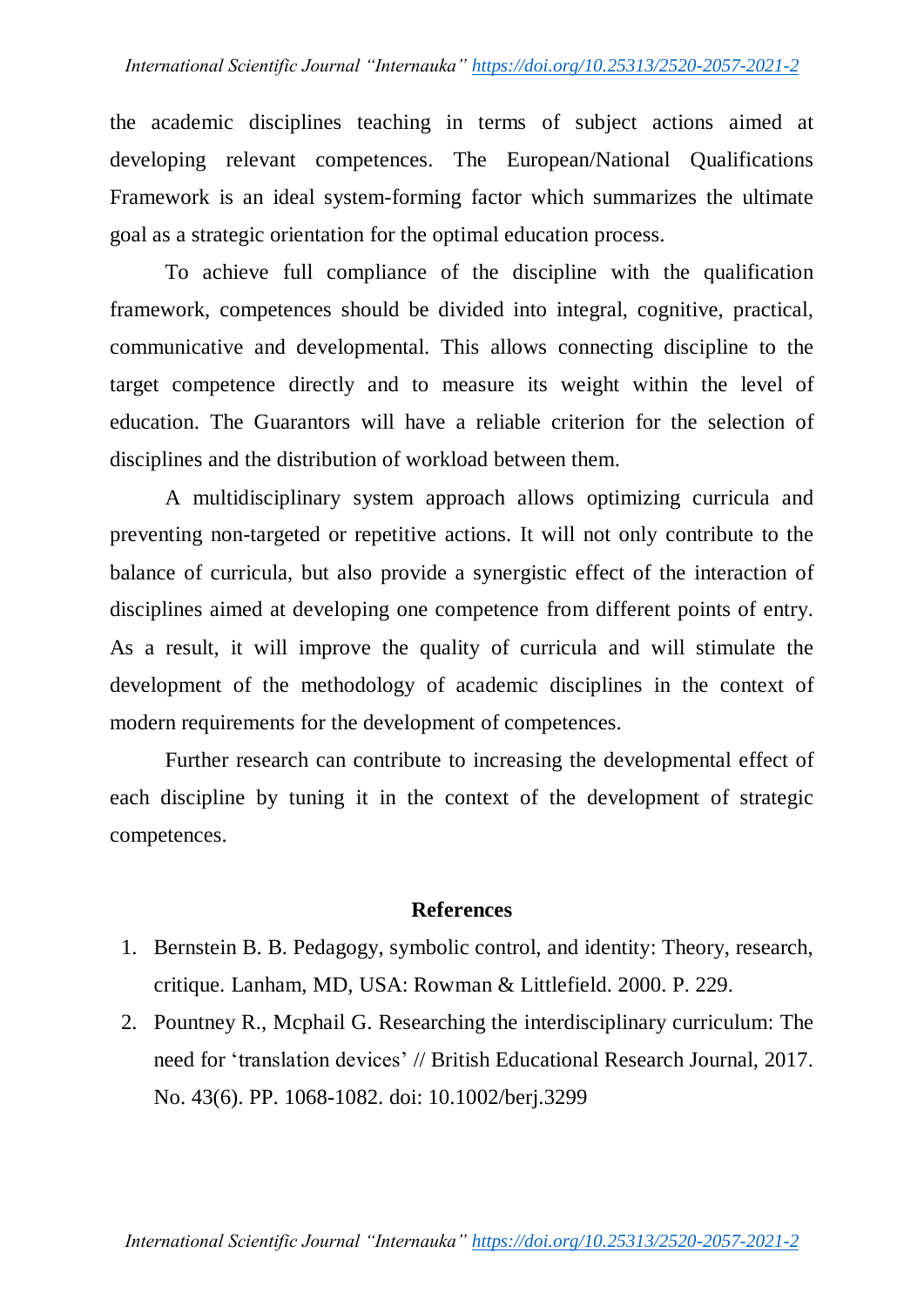the academic disciplines teaching in terms of subject actions aimed at developing relevant competences. The European/National Qualifications Framework is an ideal system-forming factor which summarizes the ultimate goal as a strategic orientation for the optimal education process.

To achieve full compliance of the discipline with the qualification framework, competences should be divided into integral, cognitive, practical, communicative and developmental. This allows connecting discipline to the target competence directly and to measure its weight within the level of education. The Guarantors will have a reliable criterion for the selection of disciplines and the distribution of workload between them.

A multidisciplinary system approach allows optimizing curricula and preventing non-targeted or repetitive actions. It will not only contribute to the balance of curricula, but also provide a synergistic effect of the interaction of disciplines aimed at developing one competence from different points of entry. As a result, it will improve the quality of curricula and will stimulate the development of the methodology of academic disciplines in the context of modern requirements for the development of competences.

Further research can contribute to increasing the developmental effect of each discipline by tuning it in the context of the development of strategic competences.

## References

1. Bernstein B. B. Pedagogy, symbolic control, and identity: Theory, research, critique. Lanham, MD, USA: Rowman & Littlefield. 2000. P. 229.
2. Pountney R., Mcphail G. Researching the interdisciplinary curriculum: The need for 'translation devices' // British Educational Research Journal, 2017. No. 43(6). PP. 1068-1082. doi: 10.1002/berj.3299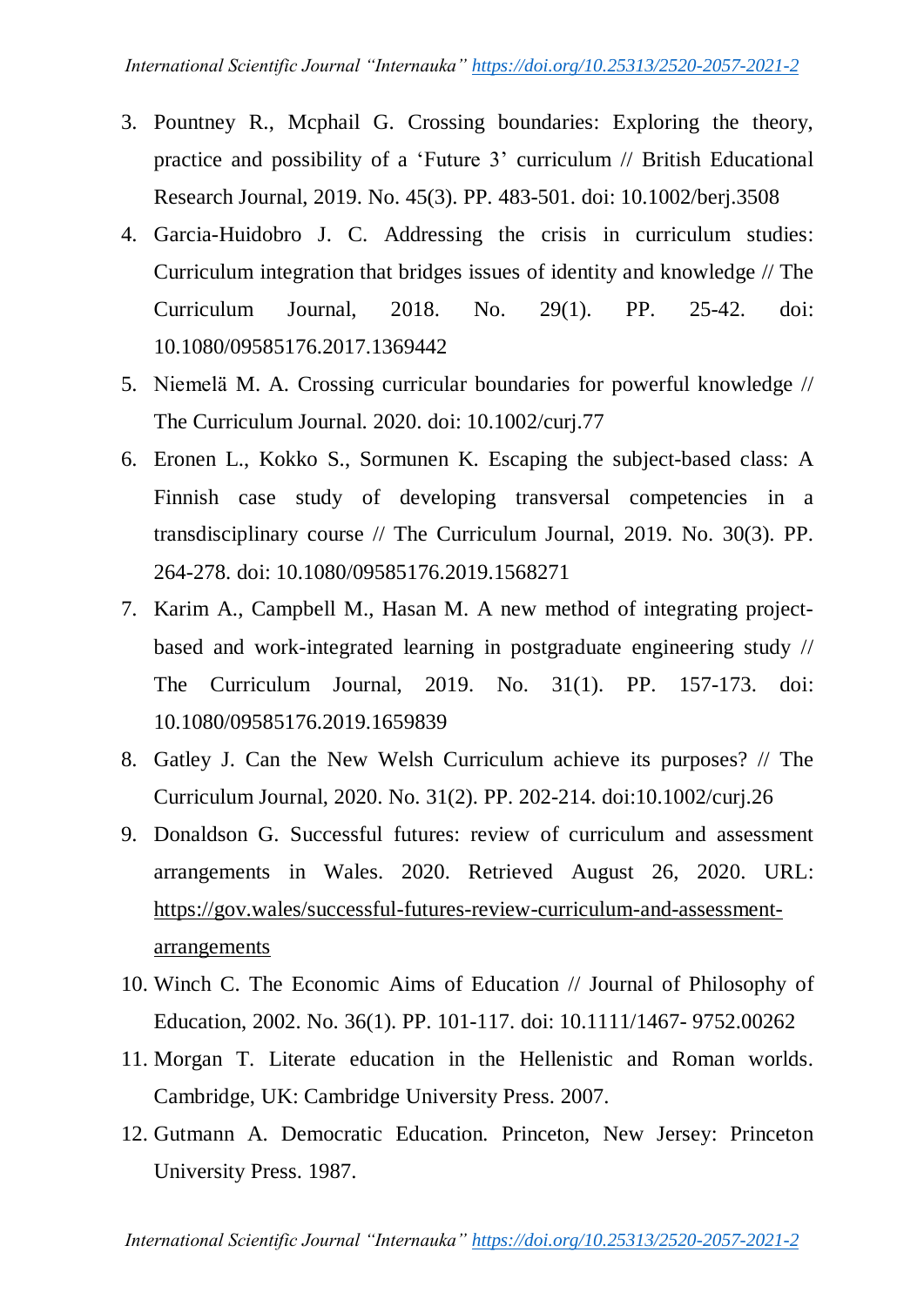3. Pountney R., Mcphail G. Crossing boundaries: Exploring the theory, practice and possibility of a 'Future 3' curriculum // British Educational Research Journal, 2019. No. 45(3). PP. 483-501. doi: 10.1002/berj.3508
4. Garcia-Huidobro J. C. Addressing the crisis in curriculum studies: Curriculum integration that bridges issues of identity and knowledge // The Curriculum Journal, 2018. No. 29(1). PP. 25-42. doi: 10.1080/09585176.2017.1369442
5. Niemelä M. A. Crossing curricular boundaries for powerful knowledge // The Curriculum Journal. 2020. doi: 10.1002/curj.77
6. Eronen L., Kokko S., Sormunen K. Escaping the subject-based class: A Finnish case study of developing transversal competencies in a transdisciplinary course // The Curriculum Journal, 2019. No. 30(3). PP. 264-278. doi: 10.1080/09585176.2019.1568271
7. Karim A., Campbell M., Hasan M. A new method of integrating project-based and work-integrated learning in postgraduate engineering study // The Curriculum Journal, 2019. No. 31(1). PP. 157-173. doi: 10.1080/09585176.2019.1659839
8. Gatley J. Can the New Welsh Curriculum achieve its purposes? // The Curriculum Journal, 2020. No. 31(2). PP. 202-214. doi:10.1002/curj.26
9. Donaldson G. Successful futures: review of curriculum and assessment arrangements in Wales. 2020. Retrieved August 26, 2020. URL: https://gov.wales/successful-futures-review-curriculum-and-assessment-arrangements
10. Winch C. The Economic Aims of Education // Journal of Philosophy of Education, 2002. No. 36(1). PP. 101-117. doi: 10.1111/1467- 9752.00262
11. Morgan T. Literate education in the Hellenistic and Roman worlds. Cambridge, UK: Cambridge University Press. 2007.
12. Gutmann A. Democratic Education. Princeton, New Jersey: Princeton University Press. 1987.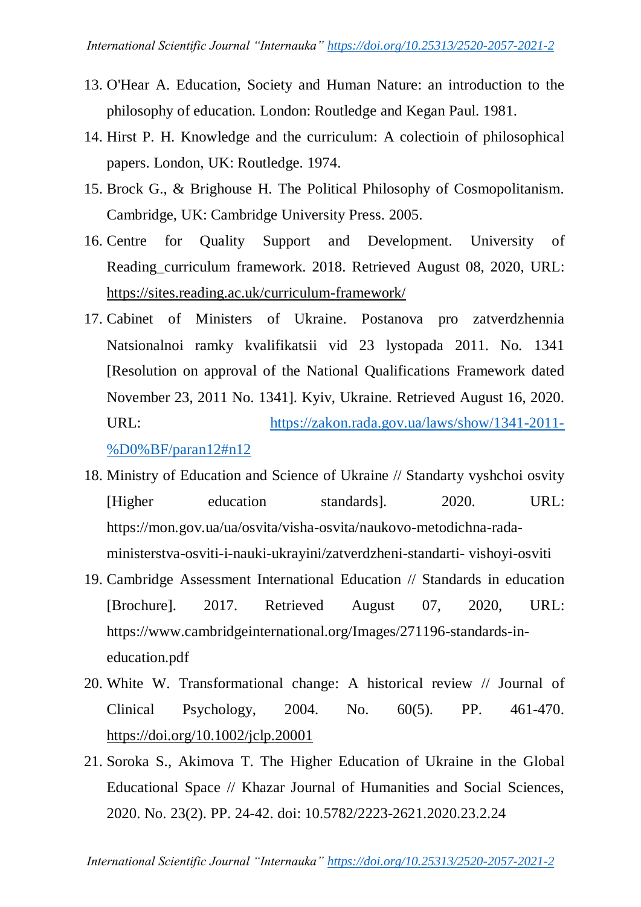13. O'Hear A. Education, Society and Human Nature: an introduction to the philosophy of education. London: Routledge and Kegan Paul. 1981.
14. Hirst P. H. Knowledge and the curriculum: A colectioin of philosophical papers. London, UK: Routledge. 1974.
15. Brock G., & Brighouse H. The Political Philosophy of Cosmopolitanism. Cambridge, UK: Cambridge University Press. 2005.
16. Centre for Quality Support and Development. University of Reading_curriculum framework. 2018. Retrieved August 08, 2020, URL: https://sites.reading.ac.uk/curriculum-framework/
17. Cabinet of Ministers of Ukraine. Postanova pro zatverdzhennia Natsionalnoi ramky kvalifikatsii vid 23 lystopada 2011. No. 1341 [Resolution on approval of the National Qualifications Framework dated November 23, 2011 No. 1341]. Kyiv, Ukraine. Retrieved August 16, 2020. URL: https://zakon.rada.gov.ua/laws/show/1341-2011-%D0%BF/paran12#n12
18. Ministry of Education and Science of Ukraine // Standarty vyshchoi osvity [Higher education standards]. 2020. URL: https://mon.gov.ua/ua/osvita/visha-osvita/naukovo-metodichna-rada-ministerstva-osviti-i-nauki-ukrayini/zatverdzheni-standarti- vishoyi-osviti
19. Cambridge Assessment International Education // Standards in education [Brochure]. 2017. Retrieved August 07, 2020, URL: https://www.cambridgeinternational.org/Images/271196-standards-in-education.pdf
20. White W. Transformational change: A historical review // Journal of Clinical Psychology, 2004. No. 60(5). PP. 461-470. https://doi.org/10.1002/jclp.20001
21. Soroka S., Akimova T. The Higher Education of Ukraine in the Global Educational Space // Khazar Journal of Humanities and Social Sciences, 2020. No. 23(2). PP. 24-42. doi: 10.5782/2223-2621.2020.23.2.24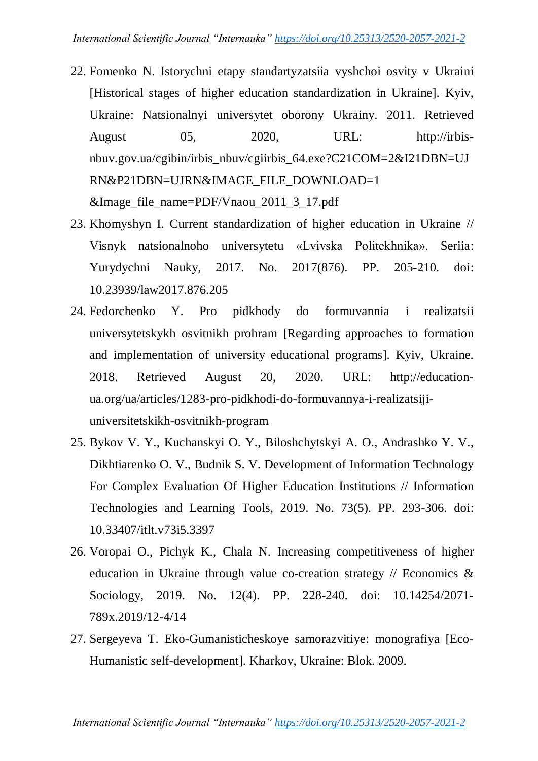22. Fomenko N. Istorychni etapy standartyzatsiia vyshchoi osvity v Ukraini [Historical stages of higher education standardization in Ukraine]. Kyiv, Ukraine: Natsionalnyi universytet oborony Ukrainy. 2011. Retrieved August 05, 2020, URL: http://irbis-nbuv.gov.ua/cgibin/irbis_nbuv/cgiirbis_64.exe?C21COM=2&I21DBN=UJRN&P21DBN=UJRN&IMAGE_FILE_DOWNLOAD=1&Image_file_name=PDF/Vnaou_2011_3_17.pdf
23. Khomyshyn I. Current standardization of higher education in Ukraine // Visnyk natsionalnoho universytetu «Lvivska Politekhnika». Seriia: Yurydychni Nauky, 2017. No. 2017(876). PP. 205-210. doi: 10.23939/law2017.876.205
24. Fedorchenko Y. Pro pidkhody do formuvannia i realizatsii universytetskykh osvitnikh prohram [Regarding approaches to formation and implementation of university educational programs]. Kyiv, Ukraine. 2018. Retrieved August 20, 2020. URL: http://education-ua.org/ua/articles/1283-pro-pidkhodi-do-formuvannya-i-realizatsiji-universitetskikh-osvitnikh-program
25. Bykov V. Y., Kuchanskyi O. Y., Biloshchytskyi A. O., Andrashko Y. V., Dikhtiarenko O. V., Budnik S. V. Development of Information Technology For Complex Evaluation Of Higher Education Institutions // Information Technologies and Learning Tools, 2019. No. 73(5). PP. 293-306. doi: 10.33407/itlt.v73i5.3397
26. Voropai O., Pichyk K., Chala N. Increasing competitiveness of higher education in Ukraine through value co-creation strategy // Economics & Sociology, 2019. No. 12(4). PP. 228-240. doi: 10.14254/2071-789x.2019/12-4/14
27. Sergeyeva T. Eko-Gumanisticheskoye samorazvitiye: monografiya [Eco-Humanistic self-development]. Kharkov, Ukraine: Blok. 2009.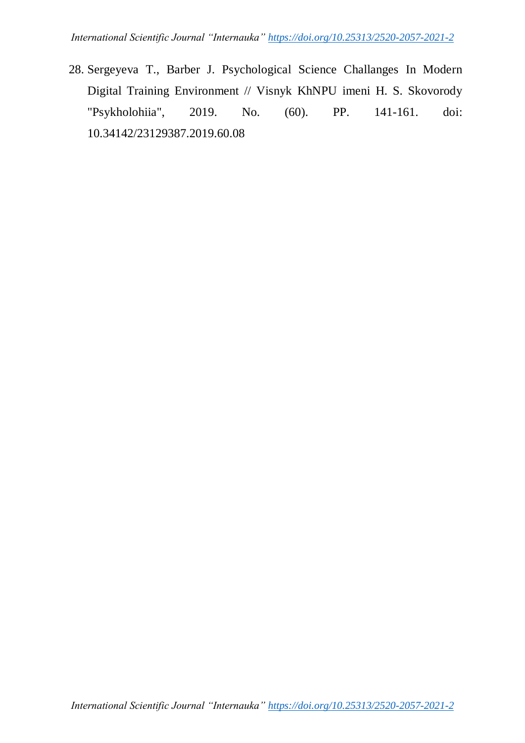28. Sergeyeva T., Barber J. Psychological Science Challanges In Modern Digital Training Environment // Visnyk KhNPU imeni H. S. Skovorody "Psykholohiia", 2019. No. (60). PP. 141-161. doi: 10.34142/23129387.2019.60.08